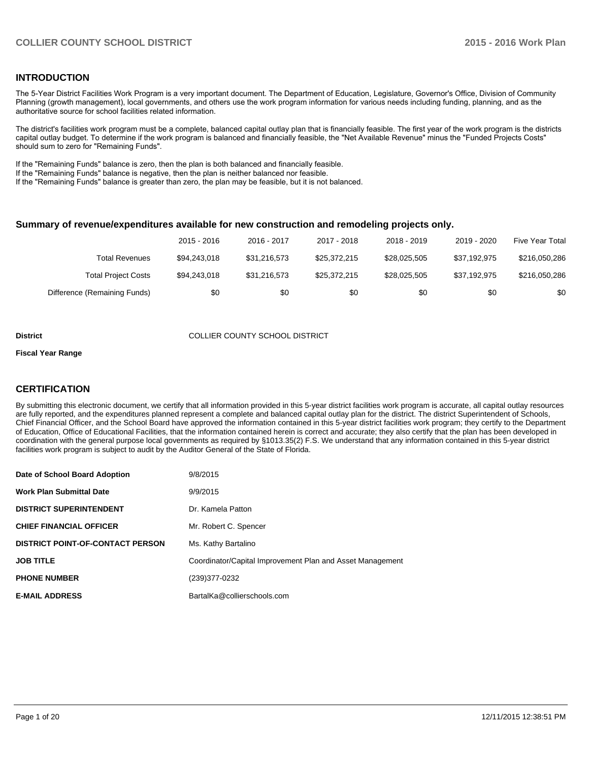## INTRODUCTION

The 5-Year District Facilities Work Program is a very important document. The Department of Education, Legislature, Governor's Office, Division of Community Planning (growth management), local governments, and others use the work program information for various needs including funding, planning, and as the authoritative source for school facilities related information.

The district's facilities work program must be a complete, balanced capital outlay plan that is financially feasible. The first year of the work program is the districts capital outlay budget. To determine if the work program is balanced and financially feasible, the "Net Available Revenue" minus the "Funded Projects Costs" should sum to zero for "Remaining Funds".

If the "Remaining Funds" balance is zero, then the plan is both balanced and financially feasible.
If the "Remaining Funds" balance is negative, then the plan is neither balanced nor feasible.
If the "Remaining Funds" balance is greater than zero, the plan may be feasible, but it is not balanced.

### Summary of revenue/expenditures available for new construction and remodeling projects only.

| | 2015 - 2016 | 2016 - 2017 | 2017 - 2018 | 2018 - 2019 | 2019 - 2020 | Five Year Total |
|---|---|---|---|---|---|---|
| Total Revenues | $94,243,018 | $31,216,573 | $25,372,215 | $28,025,505 | $37,192,975 | $216,050,286 |
| Total Project Costs | $94,243,018 | $31,216,573 | $25,372,215 | $28,025,505 | $37,192,975 | $216,050,286 |
| Difference (Remaining Funds) | $0 | $0 | $0 | $0 | $0 | $0 |

**District** COLLIER COUNTY SCHOOL DISTRICT

**Fiscal Year Range**

## CERTIFICATION

By submitting this electronic document, we certify that all information provided in this 5-year district facilities work program is accurate, all capital outlay resources are fully reported, and the expenditures planned represent a complete and balanced capital outlay plan for the district. The district Superintendent of Schools, Chief Financial Officer, and the School Board have approved the information contained in this 5-year district facilities work program; they certify to the Department of Education, Office of Educational Facilities, that the information contained herein is correct and accurate; they also certify that the plan has been developed in coordination with the general purpose local governments as required by §1013.35(2) F.S. We understand that any information contained in this 5-year district facilities work program is subject to audit by the Auditor General of the State of Florida.

| | |
|---|---|
| **Date of School Board Adoption** | 9/8/2015 |
| **Work Plan Submittal Date** | 9/9/2015 |
| **DISTRICT SUPERINTENDENT** | Dr. Kamela Patton |
| **CHIEF FINANCIAL OFFICER** | Mr. Robert C. Spencer |
| **DISTRICT POINT-OF-CONTACT PERSON** | Ms. Kathy Bartalino |
| **JOB TITLE** | Coordinator/Capital Improvement Plan and Asset Management |
| **PHONE NUMBER** | (239)377-0232 |
| **E-MAIL ADDRESS** | BartalKa@collierschools.com |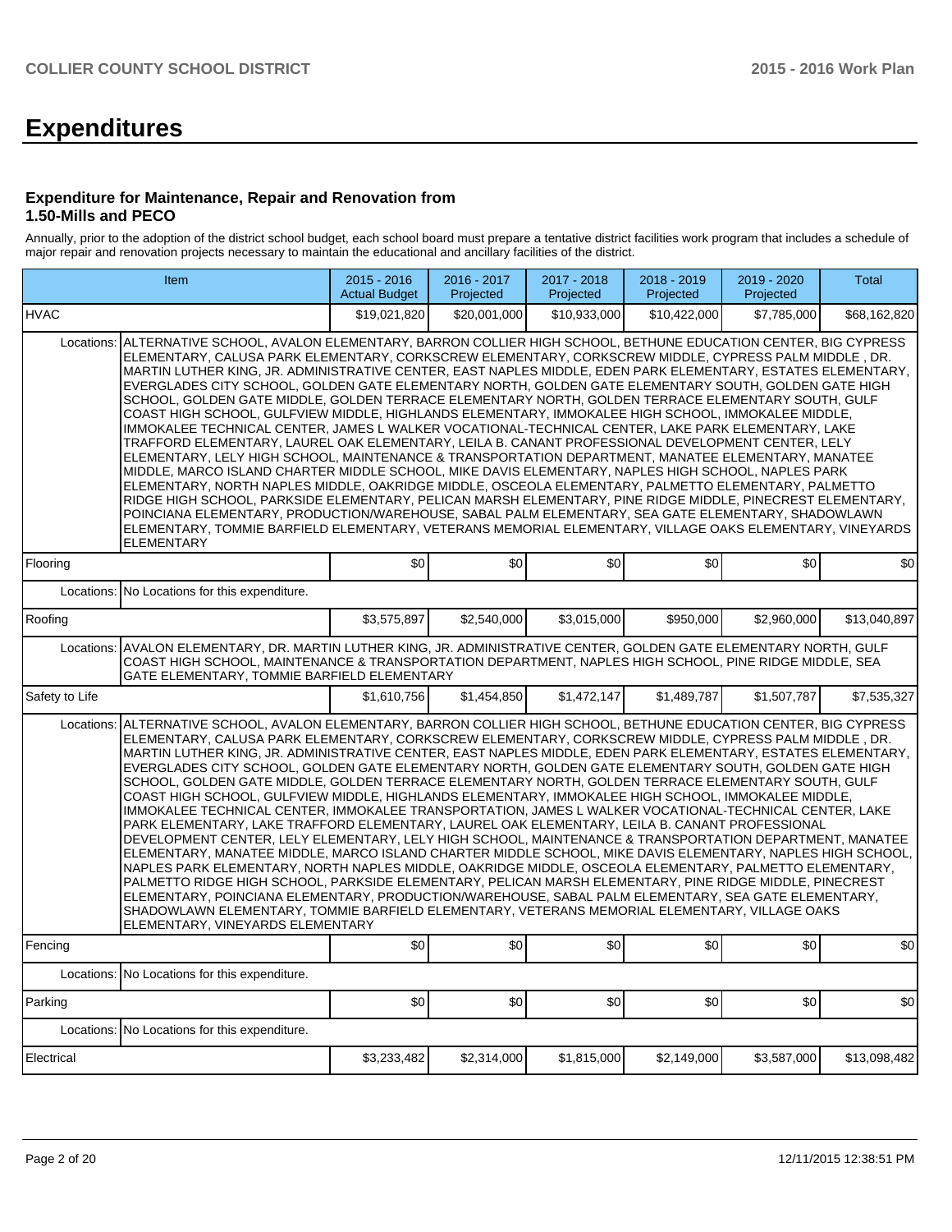# Expenditures

### Expenditure for Maintenance, Repair and Renovation from 1.50-Mills and PECO

Annually, prior to the adoption of the district school budget, each school board must prepare a tentative district facilities work program that includes a schedule of major repair and renovation projects necessary to maintain the educational and ancillary facilities of the district.

| Item | | 2015 - 2016 Actual Budget | 2016 - 2017 Projected | 2017 - 2018 Projected | 2018 - 2019 Projected | 2019 - 2020 Projected | Total |
|---|---|---|---|---|---|---|---|
| HVAC | | $19,021,820 | $20,001,000 | $10,933,000 | $10,422,000 | $7,785,000 | $68,162,820 |
| Locations: | ALTERNATIVE SCHOOL, AVALON ELEMENTARY, BARRON COLLIER HIGH SCHOOL, BETHUNE EDUCATION CENTER, BIG CYPRESS ELEMENTARY, CALUSA PARK ELEMENTARY, CORKSCREW ELEMENTARY, CORKSCREW MIDDLE, CYPRESS PALM MIDDLE , DR. MARTIN LUTHER KING, JR. ADMINISTRATIVE CENTER, EAST NAPLES MIDDLE, EDEN PARK ELEMENTARY, ESTATES ELEMENTARY, EVERGLADES CITY SCHOOL, GOLDEN GATE ELEMENTARY NORTH, GOLDEN GATE ELEMENTARY SOUTH, GOLDEN GATE HIGH SCHOOL, GOLDEN GATE MIDDLE, GOLDEN TERRACE ELEMENTARY NORTH, GOLDEN TERRACE ELEMENTARY SOUTH, GULF COAST HIGH SCHOOL, GULFVIEW MIDDLE, HIGHLANDS ELEMENTARY, IMMOKALEE HIGH SCHOOL, IMMOKALEE MIDDLE, IMMOKALEE TECHNICAL CENTER, JAMES L WALKER VOCATIONAL-TECHNICAL CENTER, LAKE PARK ELEMENTARY, LAKE TRAFFORD ELEMENTARY, LAUREL OAK ELEMENTARY, LEILA B. CANANT PROFESSIONAL DEVELOPMENT CENTER, LELY ELEMENTARY, LELY HIGH SCHOOL, MAINTENANCE & TRANSPORTATION DEPARTMENT, MANATEE ELEMENTARY, MANATEE MIDDLE, MARCO ISLAND CHARTER MIDDLE SCHOOL, MIKE DAVIS ELEMENTARY, NAPLES HIGH SCHOOL, NAPLES PARK ELEMENTARY, NORTH NAPLES MIDDLE, OAKRIDGE MIDDLE, OSCEOLA ELEMENTARY, PALMETTO ELEMENTARY, PALMETTO RIDGE HIGH SCHOOL, PARKSIDE ELEMENTARY, PELICAN MARSH ELEMENTARY, PINE RIDGE MIDDLE, PINECREST ELEMENTARY, POINCIANA ELEMENTARY, PRODUCTION/WAREHOUSE, SABAL PALM ELEMENTARY, SEA GATE ELEMENTARY, SHADOWLAWN ELEMENTARY, TOMMIE BARFIELD ELEMENTARY, VETERANS MEMORIAL ELEMENTARY, VILLAGE OAKS ELEMENTARY, VINEYARDS ELEMENTARY | | | | | | |
| Flooring | | $0 | $0 | $0 | $0 | $0 | $0 |
| Locations: | No Locations for this expenditure. | | | | | | |
| Roofing | | $3,575,897 | $2,540,000 | $3,015,000 | $950,000 | $2,960,000 | $13,040,897 |
| Locations: | AVALON ELEMENTARY, DR. MARTIN LUTHER KING, JR. ADMINISTRATIVE CENTER, GOLDEN GATE ELEMENTARY NORTH, GULF COAST HIGH SCHOOL, MAINTENANCE & TRANSPORTATION DEPARTMENT, NAPLES HIGH SCHOOL, PINE RIDGE MIDDLE, SEA GATE ELEMENTARY, TOMMIE BARFIELD ELEMENTARY | | | | | | |
| Safety to Life | | $1,610,756 | $1,454,850 | $1,472,147 | $1,489,787 | $1,507,787 | $7,535,327 |
| Locations: | ALTERNATIVE SCHOOL, AVALON ELEMENTARY, BARRON COLLIER HIGH SCHOOL, BETHUNE EDUCATION CENTER, BIG CYPRESS ELEMENTARY, CALUSA PARK ELEMENTARY, CORKSCREW ELEMENTARY, CORKSCREW MIDDLE, CYPRESS PALM MIDDLE , DR. MARTIN LUTHER KING, JR. ADMINISTRATIVE CENTER, EAST NAPLES MIDDLE, EDEN PARK ELEMENTARY, ESTATES ELEMENTARY, EVERGLADES CITY SCHOOL, GOLDEN GATE ELEMENTARY NORTH, GOLDEN GATE ELEMENTARY SOUTH, GOLDEN GATE HIGH SCHOOL, GOLDEN GATE MIDDLE, GOLDEN TERRACE ELEMENTARY NORTH, GOLDEN TERRACE ELEMENTARY SOUTH, GULF COAST HIGH SCHOOL, GULFVIEW MIDDLE, HIGHLANDS ELEMENTARY, IMMOKALEE HIGH SCHOOL, IMMOKALEE MIDDLE, IMMOKALEE TECHNICAL CENTER, IMMOKALEE TRANSPORTATION, JAMES L WALKER VOCATIONAL-TECHNICAL CENTER, LAKE PARK ELEMENTARY, LAKE TRAFFORD ELEMENTARY, LAUREL OAK ELEMENTARY, LEILA B. CANANT PROFESSIONAL DEVELOPMENT CENTER, LELY ELEMENTARY, LELY HIGH SCHOOL, MAINTENANCE & TRANSPORTATION DEPARTMENT, MANATEE ELEMENTARY, MANATEE MIDDLE, MARCO ISLAND CHARTER MIDDLE SCHOOL, MIKE DAVIS ELEMENTARY, NAPLES HIGH SCHOOL, NAPLES PARK ELEMENTARY, NORTH NAPLES MIDDLE, OAKRIDGE MIDDLE, OSCEOLA ELEMENTARY, PALMETTO ELEMENTARY, PALMETTO RIDGE HIGH SCHOOL, PARKSIDE ELEMENTARY, PELICAN MARSH ELEMENTARY, PINE RIDGE MIDDLE, PINECREST ELEMENTARY, POINCIANA ELEMENTARY, PRODUCTION/WAREHOUSE, SABAL PALM ELEMENTARY, SEA GATE ELEMENTARY, SHADOWLAWN ELEMENTARY, TOMMIE BARFIELD ELEMENTARY, VETERANS MEMORIAL ELEMENTARY, VILLAGE OAKS ELEMENTARY, VINEYARDS ELEMENTARY | | | | | | |
| Fencing | | $0 | $0 | $0 | $0 | $0 | $0 |
| Locations: | No Locations for this expenditure. | | | | | | |
| Parking | | $0 | $0 | $0 | $0 | $0 | $0 |
| Locations: | No Locations for this expenditure. | | | | | | |
| Electrical | | $3,233,482 | $2,314,000 | $1,815,000 | $2,149,000 | $3,587,000 | $13,098,482 |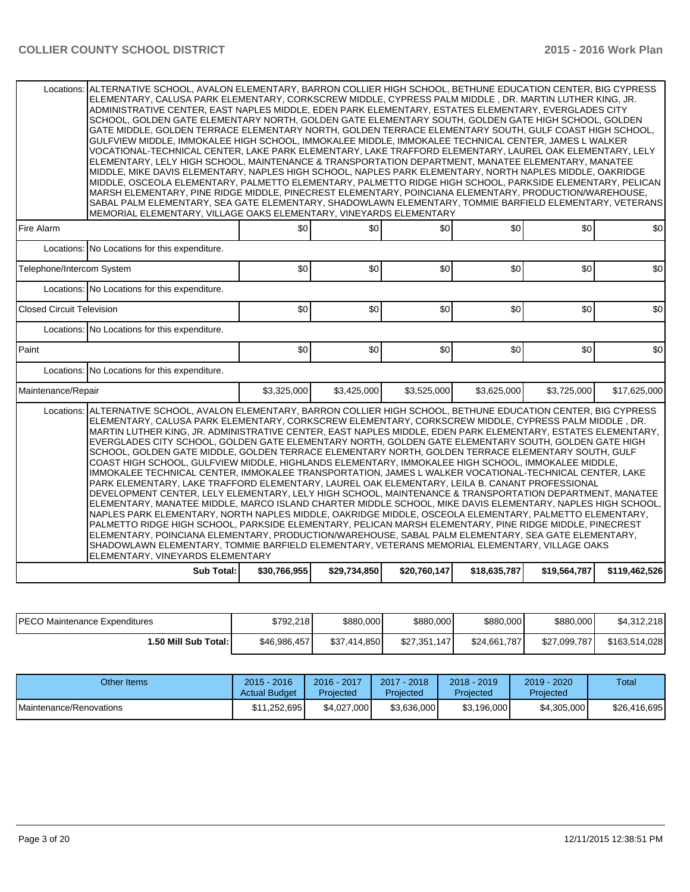| | | | | | | |
|---|---|---|---|---|---|---|
| Locations: ALTERNATIVE SCHOOL, AVALON ELEMENTARY, BARRON COLLIER HIGH SCHOOL, BETHUNE EDUCATION CENTER, BIG CYPRESS ELEMENTARY, CALUSA PARK ELEMENTARY, CORKSCREW MIDDLE, CYPRESS PALM MIDDLE , DR. MARTIN LUTHER KING, JR. ADMINISTRATIVE CENTER, EAST NAPLES MIDDLE, EDEN PARK ELEMENTARY, ESTATES ELEMENTARY, EVERGLADES CITY SCHOOL, GOLDEN GATE ELEMENTARY NORTH, GOLDEN GATE ELEMENTARY SOUTH, GOLDEN GATE HIGH SCHOOL, GOLDEN GATE MIDDLE, GOLDEN TERRACE ELEMENTARY NORTH, GOLDEN TERRACE ELEMENTARY SOUTH, GULF COAST HIGH SCHOOL, GULFVIEW MIDDLE, IMMOKALEE HIGH SCHOOL, IMMOKALEE MIDDLE, IMMOKALEE TECHNICAL CENTER, JAMES L WALKER VOCATIONAL-TECHNICAL CENTER, LAKE PARK ELEMENTARY, LAKE TRAFFORD ELEMENTARY, LAUREL OAK ELEMENTARY, LELY ELEMENTARY, LELY HIGH SCHOOL, MAINTENANCE & TRANSPORTATION DEPARTMENT, MANATEE ELEMENTARY, MANATEE MIDDLE, MIKE DAVIS ELEMENTARY, NAPLES HIGH SCHOOL, NAPLES PARK ELEMENTARY, NORTH NAPLES MIDDLE, OAKRIDGE MIDDLE, OSCEOLA ELEMENTARY, PALMETTO ELEMENTARY, PALMETTO RIDGE HIGH SCHOOL, PARKSIDE ELEMENTARY, PELICAN MARSH ELEMENTARY, PINE RIDGE MIDDLE, PINECREST ELEMENTARY, POINCIANA ELEMENTARY, PRODUCTION/WAREHOUSE, SABAL PALM ELEMENTARY, SEA GATE ELEMENTARY, SHADOWLAWN ELEMENTARY, TOMMIE BARFIELD ELEMENTARY, VETERANS MEMORIAL ELEMENTARY, VILLAGE OAKS ELEMENTARY, VINEYARDS ELEMENTARY | | | | | | |
| Fire Alarm | $0 | $0 | $0 | $0 | $0 | $0 |
| Locations: No Locations for this expenditure. | | | | | | |
| Telephone/Intercom System | $0 | $0 | $0 | $0 | $0 | $0 |
| Locations: No Locations for this expenditure. | | | | | | |
| Closed Circuit Television | $0 | $0 | $0 | $0 | $0 | $0 |
| Locations: No Locations for this expenditure. | | | | | | |
| Paint | $0 | $0 | $0 | $0 | $0 | $0 |
| Locations: No Locations for this expenditure. | | | | | | |
| Maintenance/Repair | $3,325,000 | $3,425,000 | $3,525,000 | $3,625,000 | $3,725,000 | $17,625,000 |
| Locations: ALTERNATIVE SCHOOL, AVALON ELEMENTARY, BARRON COLLIER HIGH SCHOOL, BETHUNE EDUCATION CENTER, BIG CYPRESS ELEMENTARY, CALUSA PARK ELEMENTARY, CORKSCREW ELEMENTARY, CORKSCREW MIDDLE, CYPRESS PALM MIDDLE , DR. MARTIN LUTHER KING, JR. ADMINISTRATIVE CENTER, EAST NAPLES MIDDLE, EDEN PARK ELEMENTARY, ESTATES ELEMENTARY, EVERGLADES CITY SCHOOL, GOLDEN GATE ELEMENTARY NORTH, GOLDEN GATE ELEMENTARY SOUTH, GOLDEN GATE HIGH SCHOOL, GOLDEN GATE MIDDLE, GOLDEN TERRACE ELEMENTARY NORTH, GOLDEN TERRACE ELEMENTARY SOUTH, GULF COAST HIGH SCHOOL, GULFVIEW MIDDLE, HIGHLANDS ELEMENTARY, IMMOKALEE HIGH SCHOOL, IMMOKALEE MIDDLE, IMMOKALEE TECHNICAL CENTER, IMMOKALEE TRANSPORTATION, JAMES L WALKER VOCATIONAL-TECHNICAL CENTER, LAKE PARK ELEMENTARY, LAKE TRAFFORD ELEMENTARY, LAUREL OAK ELEMENTARY, LEILA B. CANANT PROFESSIONAL DEVELOPMENT CENTER, LELY ELEMENTARY, LELY HIGH SCHOOL, MAINTENANCE & TRANSPORTATION DEPARTMENT, MANATEE ELEMENTARY, MANATEE MIDDLE, MARCO ISLAND CHARTER MIDDLE SCHOOL, MIKE DAVIS ELEMENTARY, NAPLES HIGH SCHOOL, NAPLES PARK ELEMENTARY, NORTH NAPLES MIDDLE, OAKRIDGE MIDDLE, OSCEOLA ELEMENTARY, PALMETTO ELEMENTARY, PALMETTO RIDGE HIGH SCHOOL, PARKSIDE ELEMENTARY, PELICAN MARSH ELEMENTARY, PINE RIDGE MIDDLE, PINECREST ELEMENTARY, POINCIANA ELEMENTARY, PRODUCTION/WAREHOUSE, SABAL PALM ELEMENTARY, SEA GATE ELEMENTARY, SHADOWLAWN ELEMENTARY, TOMMIE BARFIELD ELEMENTARY, VETERANS MEMORIAL ELEMENTARY, VILLAGE OAKS ELEMENTARY, VINEYARDS ELEMENTARY | | | | | | |
| **Sub Total:** | **$30,766,955** | **$29,734,850** | **$20,760,147** | **$18,635,787** | **$19,564,787** | **$119,462,526** |

| | | | | | | |
|---|---|---|---|---|---|---|
| PECO Maintenance Expenditures | $792,218 | $880,000 | $880,000 | $880,000 | $880,000 | $4,312,218 |
| **1.50 Mill Sub Total:** | $46,986,457 | $37,414,850 | $27,351,147 | $24,661,787 | $27,099,787 | $163,514,028 |

| Other Items | 2015 - 2016 Actual Budget | 2016 - 2017 Projected | 2017 - 2018 Projected | 2018 - 2019 Projected | 2019 - 2020 Projected | Total |
|---|---|---|---|---|---|---|
| Maintenance/Renovations | $11,252,695 | $4,027,000 | $3,636,000 | $3,196,000 | $4,305,000 | $26,416,695 |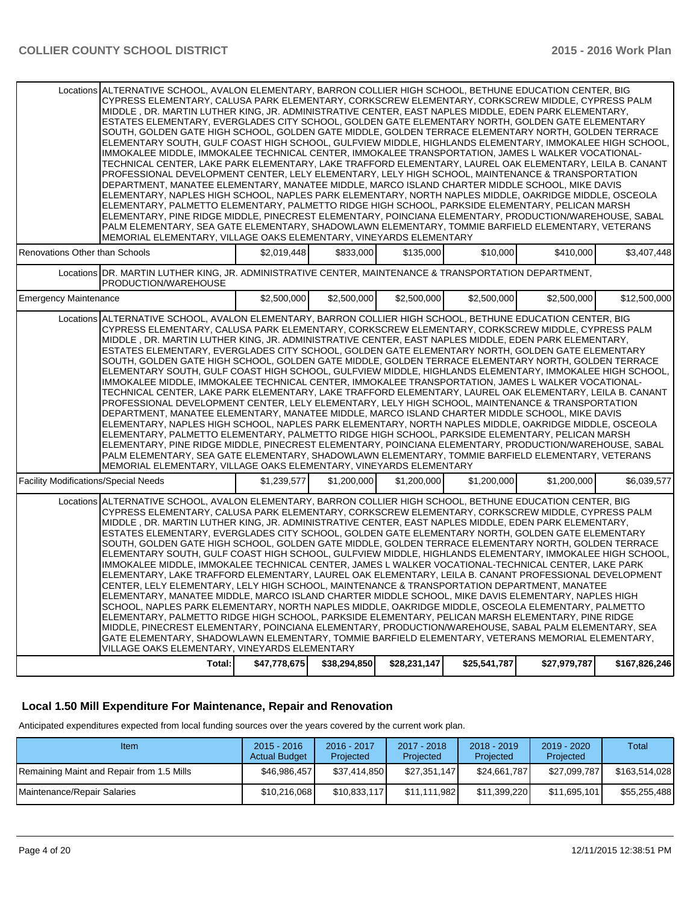| | | | | | | |
|---|---|---|---|---|---|---|
| Locations | ALTERNATIVE SCHOOL, AVALON ELEMENTARY, BARRON COLLIER HIGH SCHOOL, BETHUNE EDUCATION CENTER, BIG CYPRESS ELEMENTARY, CALUSA PARK ELEMENTARY, CORKSCREW ELEMENTARY, CORKSCREW MIDDLE, CYPRESS PALM MIDDLE , DR. MARTIN LUTHER KING, JR. ADMINISTRATIVE CENTER, EAST NAPLES MIDDLE, EDEN PARK ELEMENTARY, ESTATES ELEMENTARY, EVERGLADES CITY SCHOOL, GOLDEN GATE ELEMENTARY NORTH, GOLDEN GATE ELEMENTARY SOUTH, GOLDEN GATE HIGH SCHOOL, GOLDEN GATE MIDDLE, GOLDEN TERRACE ELEMENTARY NORTH, GOLDEN TERRACE ELEMENTARY SOUTH, GULF COAST HIGH SCHOOL, GULFVIEW MIDDLE, HIGHLANDS ELEMENTARY, IMMOKALEE HIGH SCHOOL, IMMOKALEE MIDDLE, IMMOKALEE TECHNICAL CENTER, IMMOKALEE TRANSPORTATION, JAMES L WALKER VOCATIONAL-TECHNICAL CENTER, LAKE PARK ELEMENTARY, LAKE TRAFFORD ELEMENTARY, LAUREL OAK ELEMENTARY, LEILA B. CANANT PROFESSIONAL DEVELOPMENT CENTER, LELY ELEMENTARY, LELY HIGH SCHOOL, MAINTENANCE & TRANSPORTATION DEPARTMENT, MANATEE ELEMENTARY, MANATEE MIDDLE, MARCO ISLAND CHARTER MIDDLE SCHOOL, MIKE DAVIS ELEMENTARY, NAPLES HIGH SCHOOL, NAPLES PARK ELEMENTARY, NORTH NAPLES MIDDLE, OAKRIDGE MIDDLE, OSCEOLA ELEMENTARY, PALMETTO ELEMENTARY, PALMETTO RIDGE HIGH SCHOOL, PARKSIDE ELEMENTARY, PELICAN MARSH ELEMENTARY, PINE RIDGE MIDDLE, PINECREST ELEMENTARY, POINCIANA ELEMENTARY, PRODUCTION/WAREHOUSE, SABAL PALM ELEMENTARY, SEA GATE ELEMENTARY, SHADOWLAWN ELEMENTARY, TOMMIE BARFIELD ELEMENTARY, VETERANS MEMORIAL ELEMENTARY, VILLAGE OAKS ELEMENTARY, VINEYARDS ELEMENTARY | | | | | |
| Renovations Other than Schools | | $2,019,448 | $833,000 | $135,000 | $10,000 | $410,000 | $3,407,448 |
| Locations | DR. MARTIN LUTHER KING, JR. ADMINISTRATIVE CENTER, MAINTENANCE & TRANSPORTATION DEPARTMENT, PRODUCTION/WAREHOUSE | | | | | |
| Emergency Maintenance | | $2,500,000 | $2,500,000 | $2,500,000 | $2,500,000 | $2,500,000 | $12,500,000 |
| Locations | ALTERNATIVE SCHOOL, AVALON ELEMENTARY, BARRON COLLIER HIGH SCHOOL, BETHUNE EDUCATION CENTER, BIG CYPRESS ELEMENTARY, CALUSA PARK ELEMENTARY, CORKSCREW ELEMENTARY, CORKSCREW MIDDLE, CYPRESS PALM MIDDLE , DR. MARTIN LUTHER KING, JR. ADMINISTRATIVE CENTER, EAST NAPLES MIDDLE, EDEN PARK ELEMENTARY, ESTATES ELEMENTARY, EVERGLADES CITY SCHOOL, GOLDEN GATE ELEMENTARY NORTH, GOLDEN GATE ELEMENTARY SOUTH, GOLDEN GATE HIGH SCHOOL, GOLDEN GATE MIDDLE, GOLDEN TERRACE ELEMENTARY NORTH, GOLDEN TERRACE ELEMENTARY SOUTH, GULF COAST HIGH SCHOOL, GULFVIEW MIDDLE, HIGHLANDS ELEMENTARY, IMMOKALEE HIGH SCHOOL, IMMOKALEE MIDDLE, IMMOKALEE TECHNICAL CENTER, IMMOKALEE TRANSPORTATION, JAMES L WALKER VOCATIONAL-TECHNICAL CENTER, LAKE PARK ELEMENTARY, LAKE TRAFFORD ELEMENTARY, LAUREL OAK ELEMENTARY, LEILA B. CANANT PROFESSIONAL DEVELOPMENT CENTER, LELY ELEMENTARY, LELY HIGH SCHOOL, MAINTENANCE & TRANSPORTATION DEPARTMENT, MANATEE ELEMENTARY, MANATEE MIDDLE, MARCO ISLAND CHARTER MIDDLE SCHOOL, MIKE DAVIS ELEMENTARY, NAPLES HIGH SCHOOL, NAPLES PARK ELEMENTARY, NORTH NAPLES MIDDLE, OAKRIDGE MIDDLE, OSCEOLA ELEMENTARY, PALMETTO ELEMENTARY, PALMETTO RIDGE HIGH SCHOOL, PARKSIDE ELEMENTARY, PELICAN MARSH ELEMENTARY, PINE RIDGE MIDDLE, PINECREST ELEMENTARY, POINCIANA ELEMENTARY, PRODUCTION/WAREHOUSE, SABAL PALM ELEMENTARY, SEA GATE ELEMENTARY, SHADOWLAWN ELEMENTARY, TOMMIE BARFIELD ELEMENTARY, VETERANS MEMORIAL ELEMENTARY, VILLAGE OAKS ELEMENTARY, VINEYARDS ELEMENTARY | | | | | |
| Facility Modifications/Special Needs | | $1,239,577 | $1,200,000 | $1,200,000 | $1,200,000 | $1,200,000 | $6,039,577 |
| Locations | ALTERNATIVE SCHOOL, AVALON ELEMENTARY, BARRON COLLIER HIGH SCHOOL, BETHUNE EDUCATION CENTER, BIG CYPRESS ELEMENTARY, CALUSA PARK ELEMENTARY, CORKSCREW ELEMENTARY, CORKSCREW MIDDLE, CYPRESS PALM MIDDLE , DR. MARTIN LUTHER KING, JR. ADMINISTRATIVE CENTER, EAST NAPLES MIDDLE, EDEN PARK ELEMENTARY, ESTATES ELEMENTARY, EVERGLADES CITY SCHOOL, GOLDEN GATE ELEMENTARY NORTH, GOLDEN GATE ELEMENTARY SOUTH, GOLDEN GATE HIGH SCHOOL, GOLDEN GATE MIDDLE, GOLDEN TERRACE ELEMENTARY NORTH, GOLDEN TERRACE ELEMENTARY SOUTH, GULF COAST HIGH SCHOOL, GULFVIEW MIDDLE, HIGHLANDS ELEMENTARY, IMMOKALEE HIGH SCHOOL, IMMOKALEE MIDDLE, IMMOKALEE TECHNICAL CENTER, JAMES L WALKER VOCATIONAL-TECHNICAL CENTER, LAKE PARK ELEMENTARY, LAKE TRAFFORD ELEMENTARY, LAUREL OAK ELEMENTARY, LEILA B. CANANT PROFESSIONAL DEVELOPMENT CENTER, LELY ELEMENTARY, LELY HIGH SCHOOL, MAINTENANCE & TRANSPORTATION DEPARTMENT, MANATEE ELEMENTARY, MANATEE MIDDLE, MARCO ISLAND CHARTER MIDDLE SCHOOL, MIKE DAVIS ELEMENTARY, NAPLES HIGH SCHOOL, NAPLES PARK ELEMENTARY, NORTH NAPLES MIDDLE, OAKRIDGE MIDDLE, OSCEOLA ELEMENTARY, PALMETTO ELEMENTARY, PALMETTO RIDGE HIGH SCHOOL, PARKSIDE ELEMENTARY, PELICAN MARSH ELEMENTARY, PINE RIDGE MIDDLE, PINECREST ELEMENTARY, POINCIANA ELEMENTARY, PRODUCTION/WAREHOUSE, SABAL PALM ELEMENTARY, SEA GATE ELEMENTARY, SHADOWLAWN ELEMENTARY, TOMMIE BARFIELD ELEMENTARY, VETERANS MEMORIAL ELEMENTARY, VILLAGE OAKS ELEMENTARY, VINEYARDS ELEMENTARY | | | | | |
| | **Total:** | **$47,778,675** | **$38,294,850** | **$28,231,147** | **$25,541,787** | **$27,979,787** | **$167,826,246** |

## Local 1.50 Mill Expenditure For Maintenance, Repair and Renovation

Anticipated expenditures expected from local funding sources over the years covered by the current work plan.

| Item | 2015 - 2016 Actual Budget | 2016 - 2017 Projected | 2017 - 2018 Projected | 2018 - 2019 Projected | 2019 - 2020 Projected | Total |
|---|---|---|---|---|---|---|
| Remaining Maint and Repair from 1.5 Mills | $46,986,457 | $37,414,850 | $27,351,147 | $24,661,787 | $27,099,787 | $163,514,028 |
| Maintenance/Repair Salaries | $10,216,068 | $10,833,117 | $11,111,982 | $11,399,220 | $11,695,101 | $55,255,488 |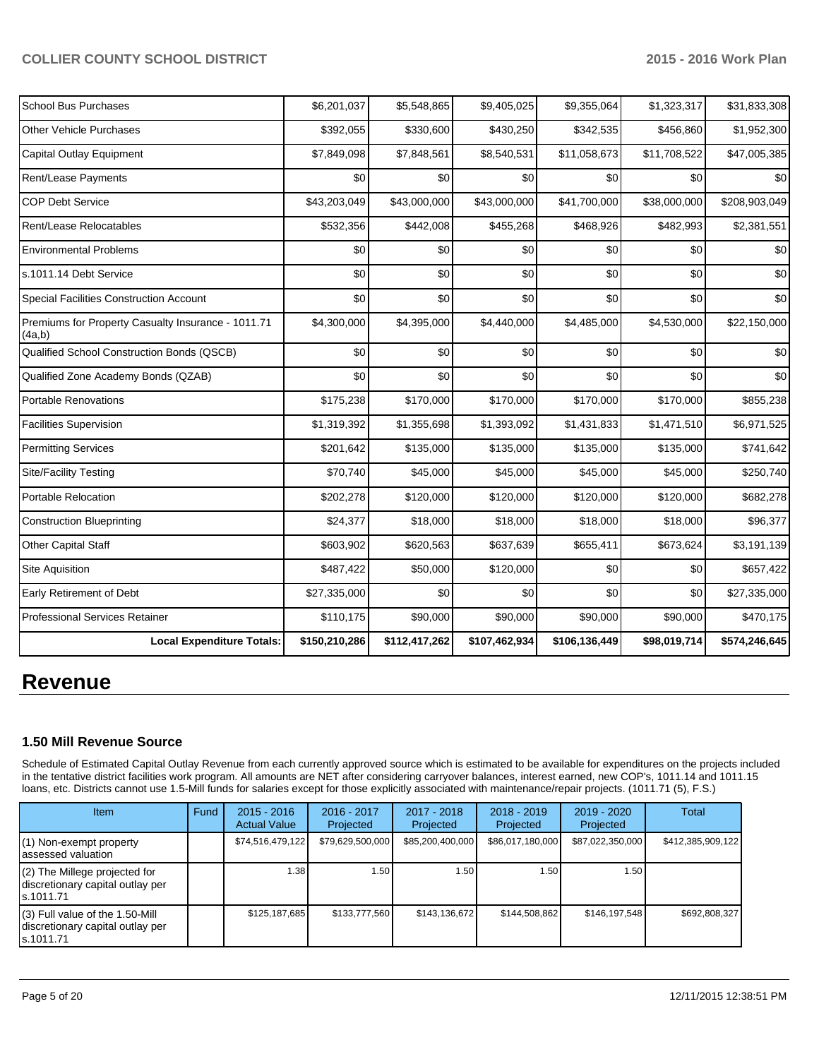| | | | | | | |
|---|---|---|---|---|---|---|
| School Bus Purchases | $6,201,037 | $5,548,865 | $9,405,025 | $9,355,064 | $1,323,317 | $31,833,308 |
| Other Vehicle Purchases | $392,055 | $330,600 | $430,250 | $342,535 | $456,860 | $1,952,300 |
| Capital Outlay Equipment | $7,849,098 | $7,848,561 | $8,540,531 | $11,058,673 | $11,708,522 | $47,005,385 |
| Rent/Lease Payments | $0 | $0 | $0 | $0 | $0 | $0 |
| COP Debt Service | $43,203,049 | $43,000,000 | $43,000,000 | $41,700,000 | $38,000,000 | $208,903,049 |
| Rent/Lease Relocatables | $532,356 | $442,008 | $455,268 | $468,926 | $482,993 | $2,381,551 |
| Environmental Problems | $0 | $0 | $0 | $0 | $0 | $0 |
| s.1011.14 Debt Service | $0 | $0 | $0 | $0 | $0 | $0 |
| Special Facilities Construction Account | $0 | $0 | $0 | $0 | $0 | $0 |
| Premiums for Property Casualty Insurance - 1011.71 (4a,b) | $4,300,000 | $4,395,000 | $4,440,000 | $4,485,000 | $4,530,000 | $22,150,000 |
| Qualified School Construction Bonds (QSCB) | $0 | $0 | $0 | $0 | $0 | $0 |
| Qualified Zone Academy Bonds (QZAB) | $0 | $0 | $0 | $0 | $0 | $0 |
| Portable Renovations | $175,238 | $170,000 | $170,000 | $170,000 | $170,000 | $855,238 |
| Facilities Supervision | $1,319,392 | $1,355,698 | $1,393,092 | $1,431,833 | $1,471,510 | $6,971,525 |
| Permitting Services | $201,642 | $135,000 | $135,000 | $135,000 | $135,000 | $741,642 |
| Site/Facility Testing | $70,740 | $45,000 | $45,000 | $45,000 | $45,000 | $250,740 |
| Portable Relocation | $202,278 | $120,000 | $120,000 | $120,000 | $120,000 | $682,278 |
| Construction Blueprinting | $24,377 | $18,000 | $18,000 | $18,000 | $18,000 | $96,377 |
| Other Capital Staff | $603,902 | $620,563 | $637,639 | $655,411 | $673,624 | $3,191,139 |
| Site Aquisition | $487,422 | $50,000 | $120,000 | $0 | $0 | $657,422 |
| Early Retirement of Debt | $27,335,000 | $0 | $0 | $0 | $0 | $27,335,000 |
| Professional Services Retainer | $110,175 | $90,000 | $90,000 | $90,000 | $90,000 | $470,175 |
| **Local Expenditure Totals:** | **$150,210,286** | **$112,417,262** | **$107,462,934** | **$106,136,449** | **$98,019,714** | **$574,246,645** |

# Revenue

### 1.50 Mill Revenue Source

Schedule of Estimated Capital Outlay Revenue from each currently approved source which is estimated to be available for expenditures on the projects included in the tentative district facilities work program. All amounts are NET after considering carryover balances, interest earned, new COP's, 1011.14 and 1011.15 loans, etc. Districts cannot use 1.5-Mill funds for salaries except for those explicitly associated with maintenance/repair projects. (1011.71 (5), F.S.)

| Item | Fund | 2015 - 2016 Actual Value | 2016 - 2017 Projected | 2017 - 2018 Projected | 2018 - 2019 Projected | 2019 - 2020 Projected | Total |
|---|---|---|---|---|---|---|---|
| (1) Non-exempt property assessed valuation | | $74,516,479,122 | $79,629,500,000 | $85,200,400,000 | $86,017,180,000 | $87,022,350,000 | $412,385,909,122 |
| (2) The Millege projected for discretionary capital outlay per s.1011.71 | | 1.38 | 1.50 | 1.50 | 1.50 | 1.50 | |
| (3) Full value of the 1.50-Mill discretionary capital outlay per s.1011.71 | | $125,187,685 | $133,777,560 | $143,136,672 | $144,508,862 | $146,197,548 | $692,808,327 |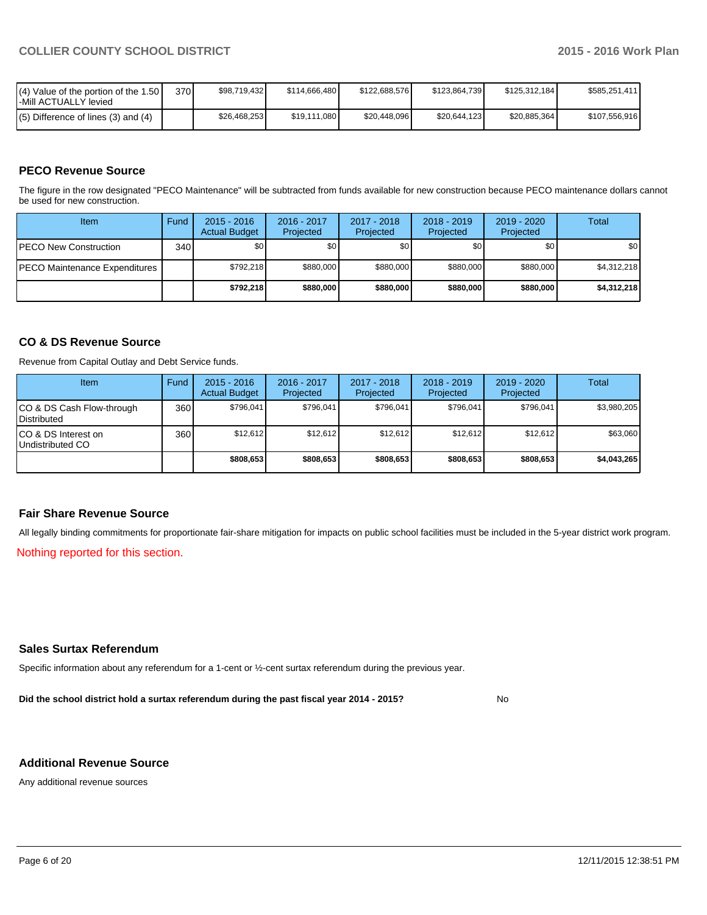| (4) Value of the portion of the 1.50 -Mill ACTUALLY levied | 370 | $98,719,432 | $114,666,480 | $122,688,576 | $123,864,739 | $125,312,184 | $585,251,411 |
|---|---|---|---|---|---|---|---|
| (5) Difference of lines (3) and (4) | | $26,468,253 | $19,111,080 | $20,448,096 | $20,644,123 | $20,885,364 | $107,556,916 |

## PECO Revenue Source

The figure in the row designated "PECO Maintenance" will be subtracted from funds available for new construction because PECO maintenance dollars cannot be used for new construction.

| Item | Fund | 2015 - 2016 Actual Budget | 2016 - 2017 Projected | 2017 - 2018 Projected | 2018 - 2019 Projected | 2019 - 2020 Projected | Total |
|---|---|---|---|---|---|---|---|
| PECO New Construction | 340 | $0 | $0 | $0 | $0 | $0 | $0 |
| PECO Maintenance Expenditures | | $792,218 | $880,000 | $880,000 | $880,000 | $880,000 | $4,312,218 |
| | | **$792,218** | **$880,000** | **$880,000** | **$880,000** | **$880,000** | **$4,312,218** |

## CO & DS Revenue Source

Revenue from Capital Outlay and Debt Service funds.

| Item | Fund | 2015 - 2016 Actual Budget | 2016 - 2017 Projected | 2017 - 2018 Projected | 2018 - 2019 Projected | 2019 - 2020 Projected | Total |
|---|---|---|---|---|---|---|---|
| CO & DS Cash Flow-through Distributed | 360 | $796,041 | $796,041 | $796,041 | $796,041 | $796,041 | $3,980,205 |
| CO & DS Interest on Undistributed CO | 360 | $12,612 | $12,612 | $12,612 | $12,612 | $12,612 | $63,060 |
| | | **$808,653** | **$808,653** | **$808,653** | **$808,653** | **$808,653** | **$4,043,265** |

## Fair Share Revenue Source

All legally binding commitments for proportionate fair-share mitigation for impacts on public school facilities must be included in the 5-year district work program.

Nothing reported for this section.

## Sales Surtax Referendum

Specific information about any referendum for a 1-cent or ½-cent surtax referendum during the previous year.

**Did the school district hold a surtax referendum during the past fiscal year 2014 - 2015?** No

## Additional Revenue Source

Any additional revenue sources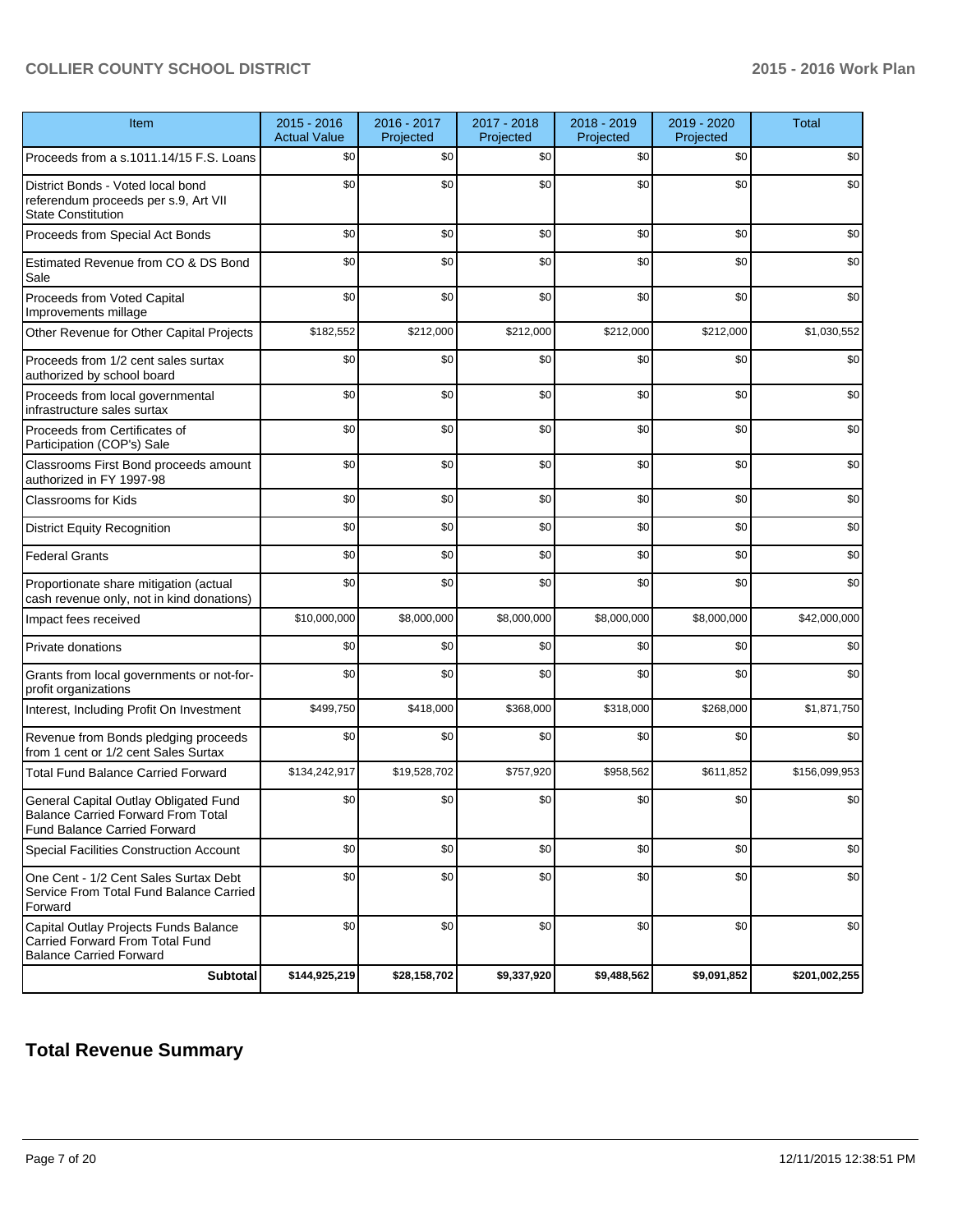| Item | 2015 - 2016 Actual Value | 2016 - 2017 Projected | 2017 - 2018 Projected | 2018 - 2019 Projected | 2019 - 2020 Projected | Total |
|---|---|---|---|---|---|---|
| Proceeds from a s.1011.14/15 F.S. Loans | $0 | $0 | $0 | $0 | $0 | $0 |
| District Bonds - Voted local bond referendum proceeds per s.9, Art VII State Constitution | $0 | $0 | $0 | $0 | $0 | $0 |
| Proceeds from Special Act Bonds | $0 | $0 | $0 | $0 | $0 | $0 |
| Estimated Revenue from CO & DS Bond Sale | $0 | $0 | $0 | $0 | $0 | $0 |
| Proceeds from Voted Capital Improvements millage | $0 | $0 | $0 | $0 | $0 | $0 |
| Other Revenue for Other Capital Projects | $182,552 | $212,000 | $212,000 | $212,000 | $212,000 | $1,030,552 |
| Proceeds from 1/2 cent sales surtax authorized by school board | $0 | $0 | $0 | $0 | $0 | $0 |
| Proceeds from local governmental infrastructure sales surtax | $0 | $0 | $0 | $0 | $0 | $0 |
| Proceeds from Certificates of Participation (COP's) Sale | $0 | $0 | $0 | $0 | $0 | $0 |
| Classrooms First Bond proceeds amount authorized in FY 1997-98 | $0 | $0 | $0 | $0 | $0 | $0 |
| Classrooms for Kids | $0 | $0 | $0 | $0 | $0 | $0 |
| District Equity Recognition | $0 | $0 | $0 | $0 | $0 | $0 |
| Federal Grants | $0 | $0 | $0 | $0 | $0 | $0 |
| Proportionate share mitigation (actual cash revenue only, not in kind donations) | $0 | $0 | $0 | $0 | $0 | $0 |
| Impact fees received | $10,000,000 | $8,000,000 | $8,000,000 | $8,000,000 | $8,000,000 | $42,000,000 |
| Private donations | $0 | $0 | $0 | $0 | $0 | $0 |
| Grants from local governments or not-for-profit organizations | $0 | $0 | $0 | $0 | $0 | $0 |
| Interest, Including Profit On Investment | $499,750 | $418,000 | $368,000 | $318,000 | $268,000 | $1,871,750 |
| Revenue from Bonds pledging proceeds from 1 cent or 1/2 cent Sales Surtax | $0 | $0 | $0 | $0 | $0 | $0 |
| Total Fund Balance Carried Forward | $134,242,917 | $19,528,702 | $757,920 | $958,562 | $611,852 | $156,099,953 |
| General Capital Outlay Obligated Fund Balance Carried Forward From Total Fund Balance Carried Forward | $0 | $0 | $0 | $0 | $0 | $0 |
| Special Facilities Construction Account | $0 | $0 | $0 | $0 | $0 | $0 |
| One Cent - 1/2 Cent Sales Surtax Debt Service From Total Fund Balance Carried Forward | $0 | $0 | $0 | $0 | $0 | $0 |
| Capital Outlay Projects Funds Balance Carried Forward From Total Fund Balance Carried Forward | $0 | $0 | $0 | $0 | $0 | $0 |
| **Subtotal** | **$144,925,219** | **$28,158,702** | **$9,337,920** | **$9,488,562** | **$9,091,852** | **$201,002,255** |

## Total Revenue Summary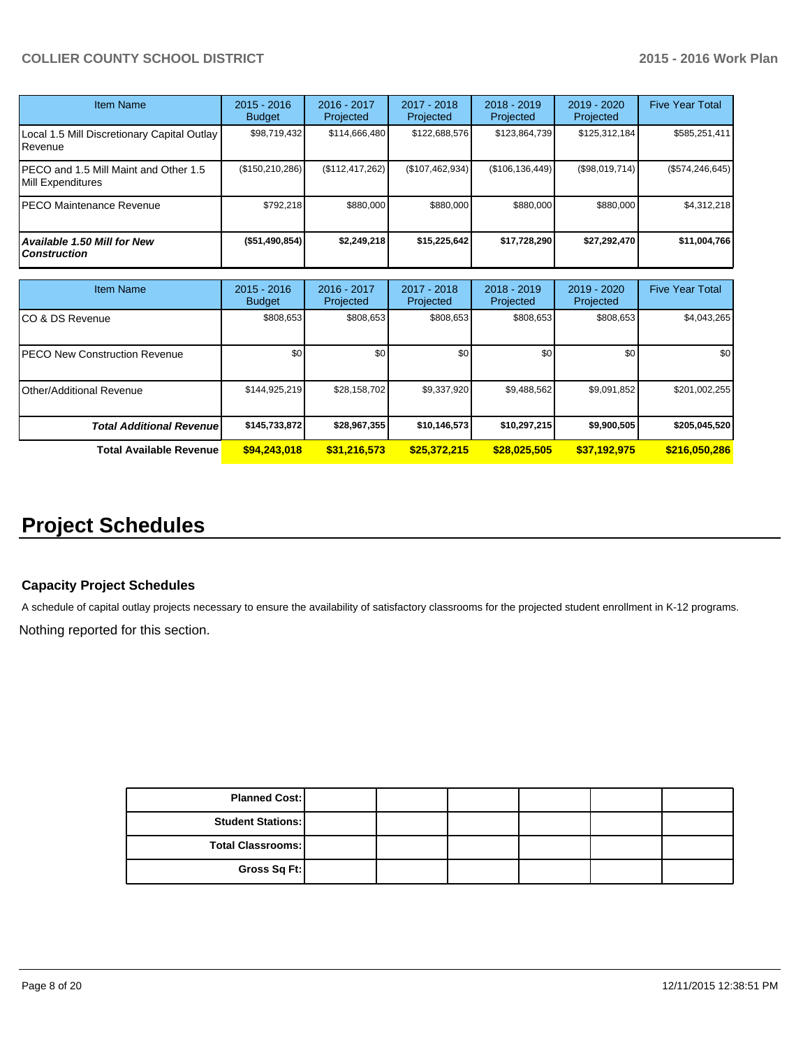| Item Name | 2015 - 2016 Budget | 2016 - 2017 Projected | 2017 - 2018 Projected | 2018 - 2019 Projected | 2019 - 2020 Projected | Five Year Total |
|---|---|---|---|---|---|---|
| Local 1.5 Mill Discretionary Capital Outlay Revenue | $98,719,432 | $114,666,480 | $122,688,576 | $123,864,739 | $125,312,184 | $585,251,411 |
| PECO and 1.5 Mill Maint and Other 1.5 Mill Expenditures | ($150,210,286) | ($112,417,262) | ($107,462,934) | ($106,136,449) | ($98,019,714) | ($574,246,645) |
| PECO Maintenance Revenue | $792,218 | $880,000 | $880,000 | $880,000 | $880,000 | $4,312,218 |
| ***Available 1.50 Mill for New Construction*** | **($51,490,854)** | **$2,249,218** | **$15,225,642** | **$17,728,290** | **$27,292,470** | **$11,004,766** |

| Item Name | 2015 - 2016 Budget | 2016 - 2017 Projected | 2017 - 2018 Projected | 2018 - 2019 Projected | 2019 - 2020 Projected | Five Year Total |
|---|---|---|---|---|---|---|
| CO & DS Revenue | $808,653 | $808,653 | $808,653 | $808,653 | $808,653 | $4,043,265 |
| PECO New Construction Revenue | $0 | $0 | $0 | $0 | $0 | $0 |
| Other/Additional Revenue | $144,925,219 | $28,158,702 | $9,337,920 | $9,488,562 | $9,091,852 | $201,002,255 |
| ***Total Additional Revenue*** | **$145,733,872** | **$28,967,355** | **$10,146,573** | **$10,297,215** | **$9,900,505** | **$205,045,520** |
| **Total Available Revenue** | **$94,243,018** | **$31,216,573** | **$25,372,215** | **$28,025,505** | **$37,192,975** | **$216,050,286** |

# Project Schedules

### Capacity Project Schedules

A schedule of capital outlay projects necessary to ensure the availability of satisfactory classrooms for the projected student enrollment in K-12 programs.

Nothing reported for this section.

| | | | | | | |
|---|---|---|---|---|---|---|
| **Planned Cost:** | | | | | | |
| **Student Stations:** | | | | | | |
| **Total Classrooms:** | | | | | | |
| **Gross Sq Ft:** | | | | | | |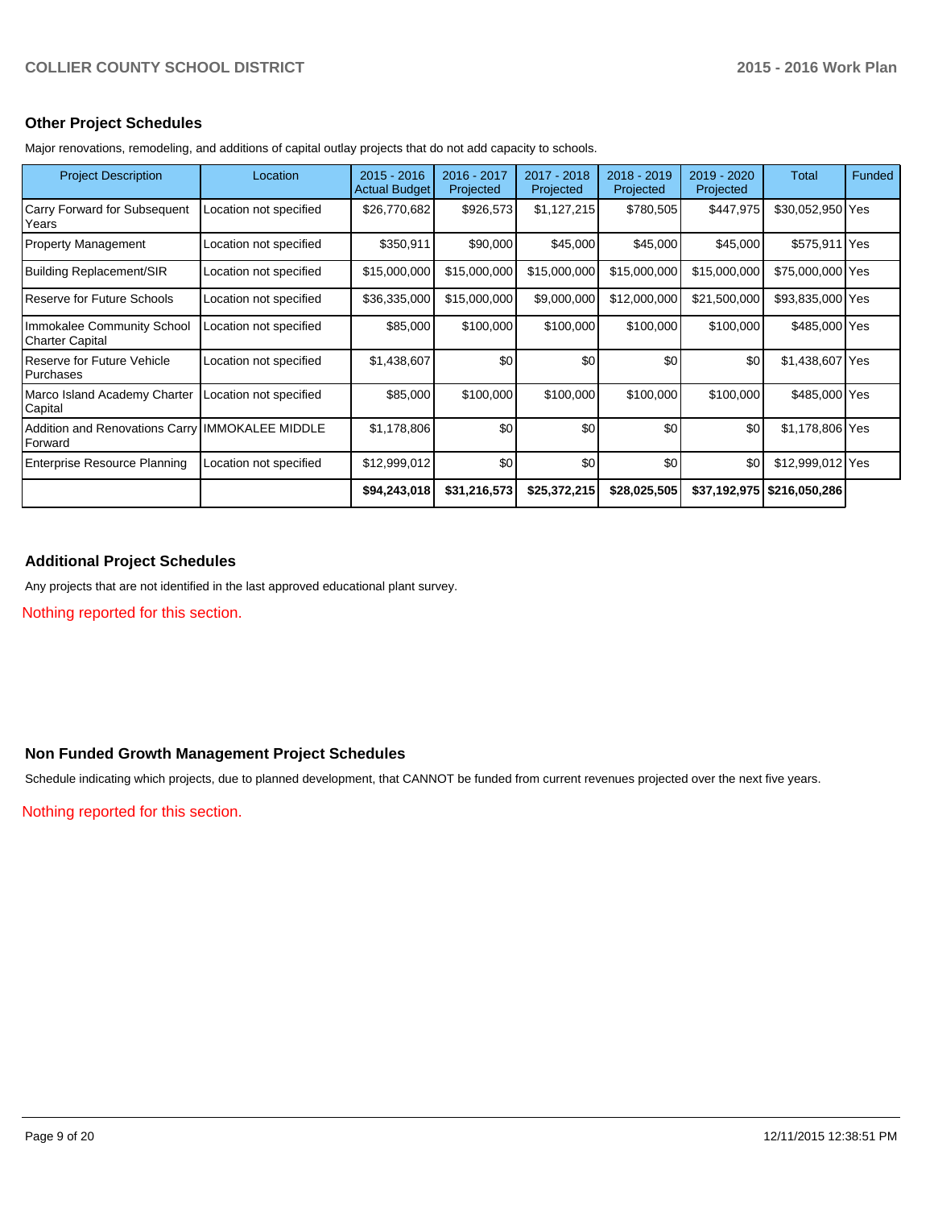## Other Project Schedules

Major renovations, remodeling, and additions of capital outlay projects that do not add capacity to schools.

| Project Description | Location | 2015 - 2016 Actual Budget | 2016 - 2017 Projected | 2017 - 2018 Projected | 2018 - 2019 Projected | 2019 - 2020 Projected | Total | Funded |
|---|---|---|---|---|---|---|---|---|
| Carry Forward for Subsequent Years | Location not specified | $26,770,682 | $926,573 | $1,127,215 | $780,505 | $447,975 | $30,052,950 | Yes |
| Property Management | Location not specified | $350,911 | $90,000 | $45,000 | $45,000 | $45,000 | $575,911 | Yes |
| Building Replacement/SIR | Location not specified | $15,000,000 | $15,000,000 | $15,000,000 | $15,000,000 | $15,000,000 | $75,000,000 | Yes |
| Reserve for Future Schools | Location not specified | $36,335,000 | $15,000,000 | $9,000,000 | $12,000,000 | $21,500,000 | $93,835,000 | Yes |
| Immokalee Community School Charter Capital | Location not specified | $85,000 | $100,000 | $100,000 | $100,000 | $100,000 | $485,000 | Yes |
| Reserve for Future Vehicle Purchases | Location not specified | $1,438,607 | $0 | $0 | $0 | $0 | $1,438,607 | Yes |
| Marco Island Academy Charter Capital | Location not specified | $85,000 | $100,000 | $100,000 | $100,000 | $100,000 | $485,000 | Yes |
| Addition and Renovations Carry Forward | IMMOKALEE MIDDLE | $1,178,806 | $0 | $0 | $0 | $0 | $1,178,806 | Yes |
| Enterprise Resource Planning | Location not specified | $12,999,012 | $0 | $0 | $0 | $0 | $12,999,012 | Yes |
| | | **$94,243,018** | **$31,216,573** | **$25,372,215** | **$28,025,505** | **$37,192,975** | **$216,050,286** | |

## Additional Project Schedules

Any projects that are not identified in the last approved educational plant survey.

Nothing reported for this section.

## Non Funded Growth Management Project Schedules

Schedule indicating which projects, due to planned development, that CANNOT be funded from current revenues projected over the next five years.

Nothing reported for this section.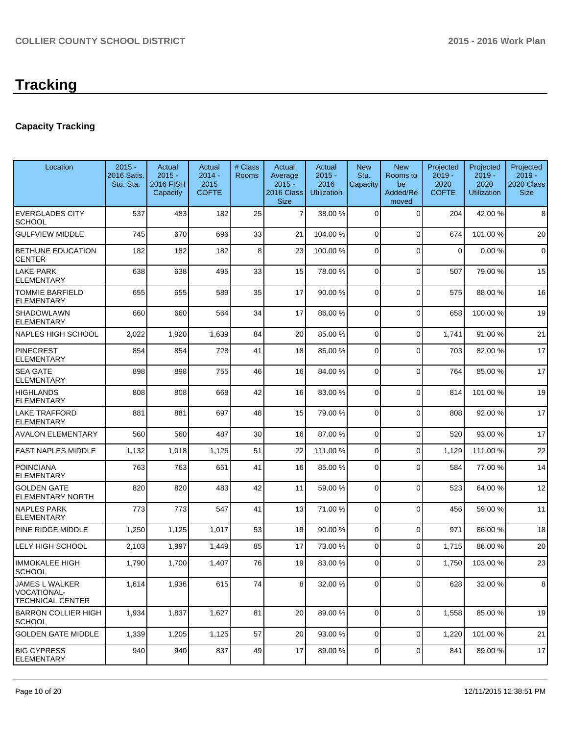# Tracking

## Capacity Tracking

| Location | 2015 - 2016 Satis. Stu. Sta. | Actual 2015 - 2016 FISH Capacity | Actual 2014 - 2015 COFTE | # Class Rooms | Actual Average 2015 - 2016 Class Size | Actual 2015 - 2016 Utilization | New Stu. Capacity | New Rooms to be Added/Removed | Projected 2019 - 2020 COFTE | Projected 2019 - 2020 Utilization | Projected 2019 - 2020 Class Size |
|---|---|---|---|---|---|---|---|---|---|---|---|
| EVERGLADES CITY SCHOOL | 537 | 483 | 182 | 25 | 7 | 38.00 % | 0 | 0 | 204 | 42.00 % | 8 |
| GULFVIEW MIDDLE | 745 | 670 | 696 | 33 | 21 | 104.00 % | 0 | 0 | 674 | 101.00 % | 20 |
| BETHUNE EDUCATION CENTER | 182 | 182 | 182 | 8 | 23 | 100.00 % | 0 | 0 | 0 | 0.00 % | 0 |
| LAKE PARK ELEMENTARY | 638 | 638 | 495 | 33 | 15 | 78.00 % | 0 | 0 | 507 | 79.00 % | 15 |
| TOMMIE BARFIELD ELEMENTARY | 655 | 655 | 589 | 35 | 17 | 90.00 % | 0 | 0 | 575 | 88.00 % | 16 |
| SHADOWLAWN ELEMENTARY | 660 | 660 | 564 | 34 | 17 | 86.00 % | 0 | 0 | 658 | 100.00 % | 19 |
| NAPLES HIGH SCHOOL | 2,022 | 1,920 | 1,639 | 84 | 20 | 85.00 % | 0 | 0 | 1,741 | 91.00 % | 21 |
| PINECREST ELEMENTARY | 854 | 854 | 728 | 41 | 18 | 85.00 % | 0 | 0 | 703 | 82.00 % | 17 |
| SEA GATE ELEMENTARY | 898 | 898 | 755 | 46 | 16 | 84.00 % | 0 | 0 | 764 | 85.00 % | 17 |
| HIGHLANDS ELEMENTARY | 808 | 808 | 668 | 42 | 16 | 83.00 % | 0 | 0 | 814 | 101.00 % | 19 |
| LAKE TRAFFORD ELEMENTARY | 881 | 881 | 697 | 48 | 15 | 79.00 % | 0 | 0 | 808 | 92.00 % | 17 |
| AVALON ELEMENTARY | 560 | 560 | 487 | 30 | 16 | 87.00 % | 0 | 0 | 520 | 93.00 % | 17 |
| EAST NAPLES MIDDLE | 1,132 | 1,018 | 1,126 | 51 | 22 | 111.00 % | 0 | 0 | 1,129 | 111.00 % | 22 |
| POINCIANA ELEMENTARY | 763 | 763 | 651 | 41 | 16 | 85.00 % | 0 | 0 | 584 | 77.00 % | 14 |
| GOLDEN GATE ELEMENTARY NORTH | 820 | 820 | 483 | 42 | 11 | 59.00 % | 0 | 0 | 523 | 64.00 % | 12 |
| NAPLES PARK ELEMENTARY | 773 | 773 | 547 | 41 | 13 | 71.00 % | 0 | 0 | 456 | 59.00 % | 11 |
| PINE RIDGE MIDDLE | 1,250 | 1,125 | 1,017 | 53 | 19 | 90.00 % | 0 | 0 | 971 | 86.00 % | 18 |
| LELY HIGH SCHOOL | 2,103 | 1,997 | 1,449 | 85 | 17 | 73.00 % | 0 | 0 | 1,715 | 86.00 % | 20 |
| IMMOKALEE HIGH SCHOOL | 1,790 | 1,700 | 1,407 | 76 | 19 | 83.00 % | 0 | 0 | 1,750 | 103.00 % | 23 |
| JAMES L WALKER VOCATIONAL-TECHNICAL CENTER | 1,614 | 1,936 | 615 | 74 | 8 | 32.00 % | 0 | 0 | 628 | 32.00 % | 8 |
| BARRON COLLIER HIGH SCHOOL | 1,934 | 1,837 | 1,627 | 81 | 20 | 89.00 % | 0 | 0 | 1,558 | 85.00 % | 19 |
| GOLDEN GATE MIDDLE | 1,339 | 1,205 | 1,125 | 57 | 20 | 93.00 % | 0 | 0 | 1,220 | 101.00 % | 21 |
| BIG CYPRESS ELEMENTARY | 940 | 940 | 837 | 49 | 17 | 89.00 % | 0 | 0 | 841 | 89.00 % | 17 |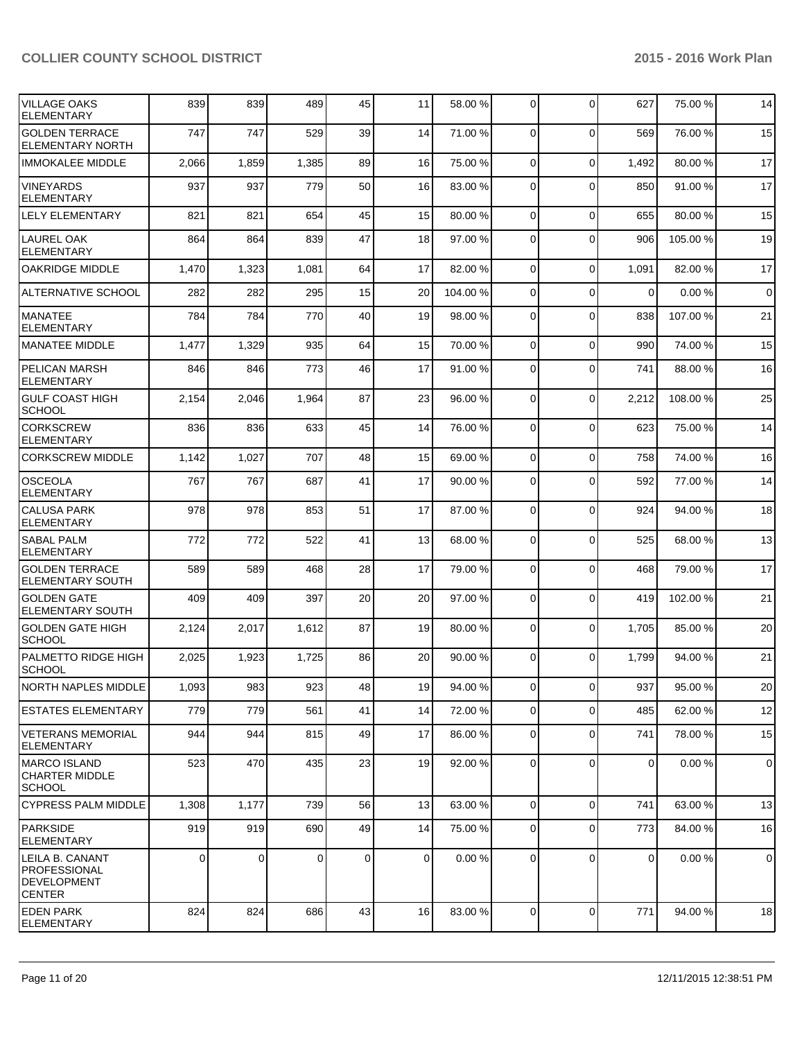| | | | | | | | | | | |
|---|---|---|---|---|---|---|---|---|---|---|
| VILLAGE OAKS ELEMENTARY | 839 | 839 | 489 | 45 | 11 | 58.00 % | 0 | 0 | 627 | 75.00 % | 14 |
| GOLDEN TERRACE ELEMENTARY NORTH | 747 | 747 | 529 | 39 | 14 | 71.00 % | 0 | 0 | 569 | 76.00 % | 15 |
| IMMOKALEE MIDDLE | 2,066 | 1,859 | 1,385 | 89 | 16 | 75.00 % | 0 | 0 | 1,492 | 80.00 % | 17 |
| VINEYARDS ELEMENTARY | 937 | 937 | 779 | 50 | 16 | 83.00 % | 0 | 0 | 850 | 91.00 % | 17 |
| LELY ELEMENTARY | 821 | 821 | 654 | 45 | 15 | 80.00 % | 0 | 0 | 655 | 80.00 % | 15 |
| LAUREL OAK ELEMENTARY | 864 | 864 | 839 | 47 | 18 | 97.00 % | 0 | 0 | 906 | 105.00 % | 19 |
| OAKRIDGE MIDDLE | 1,470 | 1,323 | 1,081 | 64 | 17 | 82.00 % | 0 | 0 | 1,091 | 82.00 % | 17 |
| ALTERNATIVE SCHOOL | 282 | 282 | 295 | 15 | 20 | 104.00 % | 0 | 0 | 0 | 0.00 % | 0 |
| MANATEE ELEMENTARY | 784 | 784 | 770 | 40 | 19 | 98.00 % | 0 | 0 | 838 | 107.00 % | 21 |
| MANATEE MIDDLE | 1,477 | 1,329 | 935 | 64 | 15 | 70.00 % | 0 | 0 | 990 | 74.00 % | 15 |
| PELICAN MARSH ELEMENTARY | 846 | 846 | 773 | 46 | 17 | 91.00 % | 0 | 0 | 741 | 88.00 % | 16 |
| GULF COAST HIGH SCHOOL | 2,154 | 2,046 | 1,964 | 87 | 23 | 96.00 % | 0 | 0 | 2,212 | 108.00 % | 25 |
| CORKSCREW ELEMENTARY | 836 | 836 | 633 | 45 | 14 | 76.00 % | 0 | 0 | 623 | 75.00 % | 14 |
| CORKSCREW MIDDLE | 1,142 | 1,027 | 707 | 48 | 15 | 69.00 % | 0 | 0 | 758 | 74.00 % | 16 |
| OSCEOLA ELEMENTARY | 767 | 767 | 687 | 41 | 17 | 90.00 % | 0 | 0 | 592 | 77.00 % | 14 |
| CALUSA PARK ELEMENTARY | 978 | 978 | 853 | 51 | 17 | 87.00 % | 0 | 0 | 924 | 94.00 % | 18 |
| SABAL PALM ELEMENTARY | 772 | 772 | 522 | 41 | 13 | 68.00 % | 0 | 0 | 525 | 68.00 % | 13 |
| GOLDEN TERRACE ELEMENTARY SOUTH | 589 | 589 | 468 | 28 | 17 | 79.00 % | 0 | 0 | 468 | 79.00 % | 17 |
| GOLDEN GATE ELEMENTARY SOUTH | 409 | 409 | 397 | 20 | 20 | 97.00 % | 0 | 0 | 419 | 102.00 % | 21 |
| GOLDEN GATE HIGH SCHOOL | 2,124 | 2,017 | 1,612 | 87 | 19 | 80.00 % | 0 | 0 | 1,705 | 85.00 % | 20 |
| PALMETTO RIDGE HIGH SCHOOL | 2,025 | 1,923 | 1,725 | 86 | 20 | 90.00 % | 0 | 0 | 1,799 | 94.00 % | 21 |
| NORTH NAPLES MIDDLE | 1,093 | 983 | 923 | 48 | 19 | 94.00 % | 0 | 0 | 937 | 95.00 % | 20 |
| ESTATES ELEMENTARY | 779 | 779 | 561 | 41 | 14 | 72.00 % | 0 | 0 | 485 | 62.00 % | 12 |
| VETERANS MEMORIAL ELEMENTARY | 944 | 944 | 815 | 49 | 17 | 86.00 % | 0 | 0 | 741 | 78.00 % | 15 |
| MARCO ISLAND CHARTER MIDDLE SCHOOL | 523 | 470 | 435 | 23 | 19 | 92.00 % | 0 | 0 | 0 | 0.00 % | 0 |
| CYPRESS PALM MIDDLE | 1,308 | 1,177 | 739 | 56 | 13 | 63.00 % | 0 | 0 | 741 | 63.00 % | 13 |
| PARKSIDE ELEMENTARY | 919 | 919 | 690 | 49 | 14 | 75.00 % | 0 | 0 | 773 | 84.00 % | 16 |
| LEILA B. CANANT PROFESSIONAL DEVELOPMENT CENTER | 0 | 0 | 0 | 0 | 0 | 0.00 % | 0 | 0 | 0 | 0.00 % | 0 |
| EDEN PARK ELEMENTARY | 824 | 824 | 686 | 43 | 16 | 83.00 % | 0 | 0 | 771 | 94.00 % | 18 |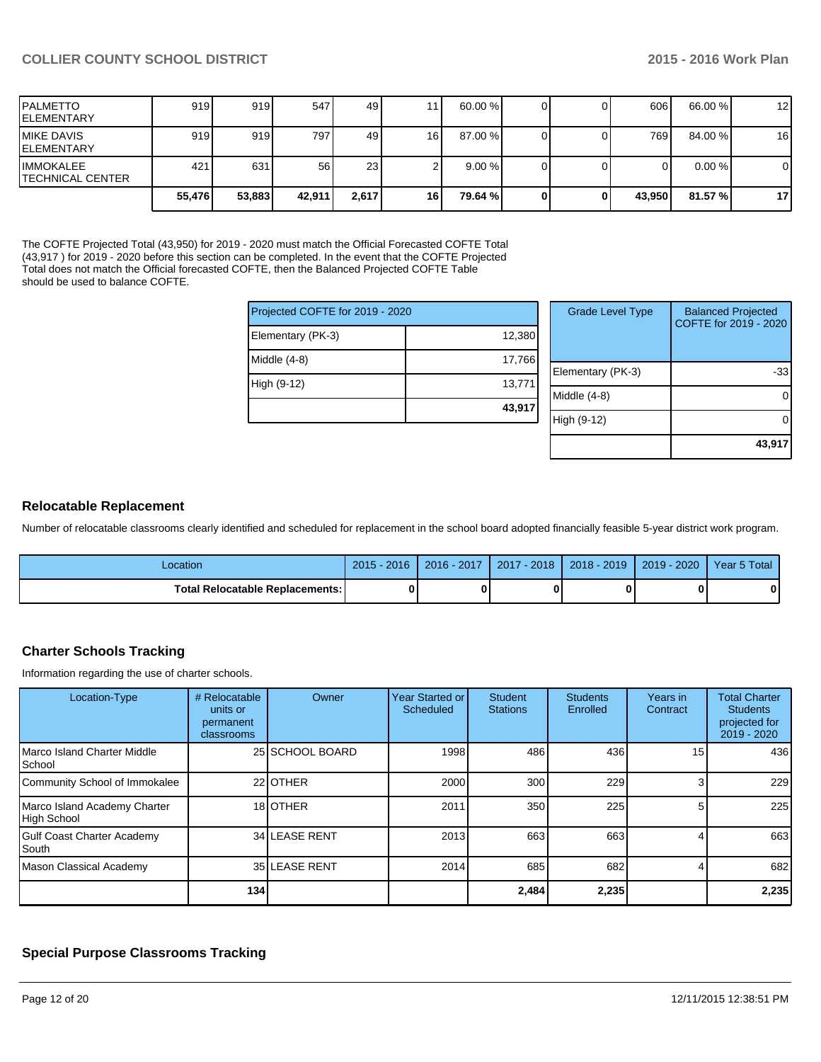| | | | | | | | | | | |
|---|---|---|---|---|---|---|---|---|---|---|
| PALMETTO ELEMENTARY | 919 | 919 | 547 | 49 | 11 | 60.00 % | 0 | 0 | 606 | 66.00 % | 12 |
| MIKE DAVIS ELEMENTARY | 919 | 919 | 797 | 49 | 16 | 87.00 % | 0 | 0 | 769 | 84.00 % | 16 |
| IMMOKALEE TECHNICAL CENTER | 421 | 631 | 56 | 23 | 2 | 9.00 % | 0 | 0 | 0 | 0.00 % | 0 |
| | **55,476** | **53,883** | **42,911** | **2,617** | **16** | **79.64 %** | **0** | **0** | **43,950** | **81.57 %** | **17** |

The COFTE Projected Total (43,950) for 2019 - 2020 must match the Official Forecasted COFTE Total (43,917 ) for 2019 - 2020 before this section can be completed. In the event that the COFTE Projected Total does not match the Official forecasted COFTE, then the Balanced Projected COFTE Table should be used to balance COFTE.

| Projected COFTE for 2019 - 2020 | |
|---|---|
| Elementary (PK-3) | 12,380 |
| Middle (4-8) | 17,766 |
| High (9-12) | 13,771 |
| | **43,917** |

| Grade Level Type | Balanced Projected COFTE for 2019 - 2020 |
|---|---|
| Elementary (PK-3) | -33 |
| Middle (4-8) | 0 |
| High (9-12) | 0 |
| | **43,917** |

## Relocatable Replacement

Number of relocatable classrooms clearly identified and scheduled for replacement in the school board adopted financially feasible 5-year district work program.

| Location | 2015 - 2016 | 2016 - 2017 | 2017 - 2018 | 2018 - 2019 | 2019 - 2020 | Year 5 Total |
|---|---|---|---|---|---|---|
| **Total Relocatable Replacements:** | **0** | **0** | **0** | **0** | **0** | **0** |

## Charter Schools Tracking

Information regarding the use of charter schools.

| Location-Type | # Relocatable units or permanent classrooms | Owner | Year Started or Scheduled | Student Stations | Students Enrolled | Years in Contract | Total Charter Students projected for 2019 - 2020 |
|---|---|---|---|---|---|---|---|
| Marco Island Charter Middle School | 25 | SCHOOL BOARD | 1998 | 486 | 436 | 15 | 436 |
| Community School of Immokalee | 22 | OTHER | 2000 | 300 | 229 | 3 | 229 |
| Marco Island Academy Charter High School | 18 | OTHER | 2011 | 350 | 225 | 5 | 225 |
| Gulf Coast Charter Academy South | 34 | LEASE RENT | 2013 | 663 | 663 | 4 | 663 |
| Mason Classical Academy | 35 | LEASE RENT | 2014 | 685 | 682 | 4 | 682 |
| | **134** | | | **2,484** | **2,235** | | **2,235** |

## Special Purpose Classrooms Tracking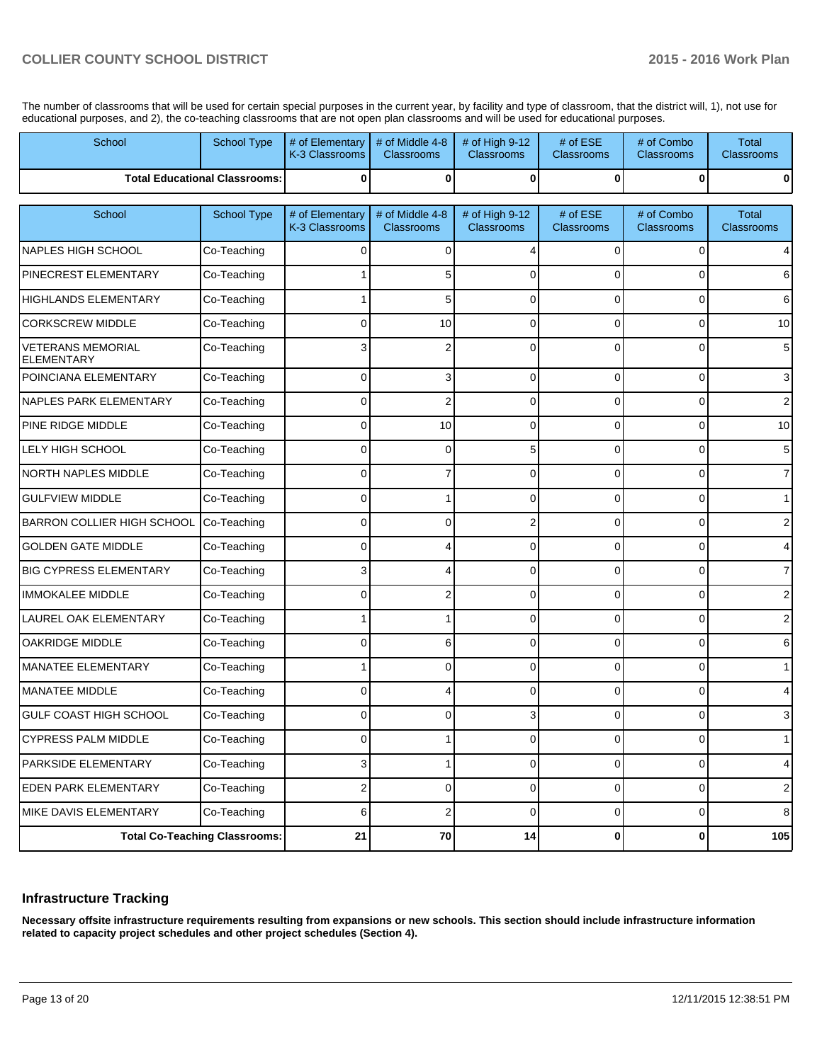The number of classrooms that will be used for certain special purposes in the current year, by facility and type of classroom, that the district will, 1), not use for educational purposes, and 2), the co-teaching classrooms that are not open plan classrooms and will be used for educational purposes.

| School | School Type | # of Elementary K-3 Classrooms | # of Middle 4-8 Classrooms | # of High 9-12 Classrooms | # of ESE Classrooms | # of Combo Classrooms | Total Classrooms |
|---|---|---|---|---|---|---|---|
| **Total Educational Classrooms:** | | **0** | **0** | **0** | **0** | **0** | **0** |

| School | School Type | # of Elementary K-3 Classrooms | # of Middle 4-8 Classrooms | # of High 9-12 Classrooms | # of ESE Classrooms | # of Combo Classrooms | Total Classrooms |
|---|---|---|---|---|---|---|---|
| NAPLES HIGH SCHOOL | Co-Teaching | 0 | 0 | 4 | 0 | 0 | 4 |
| PINECREST ELEMENTARY | Co-Teaching | 1 | 5 | 0 | 0 | 0 | 6 |
| HIGHLANDS ELEMENTARY | Co-Teaching | 1 | 5 | 0 | 0 | 0 | 6 |
| CORKSCREW MIDDLE | Co-Teaching | 0 | 10 | 0 | 0 | 0 | 10 |
| VETERANS MEMORIAL ELEMENTARY | Co-Teaching | 3 | 2 | 0 | 0 | 0 | 5 |
| POINCIANA ELEMENTARY | Co-Teaching | 0 | 3 | 0 | 0 | 0 | 3 |
| NAPLES PARK ELEMENTARY | Co-Teaching | 0 | 2 | 0 | 0 | 0 | 2 |
| PINE RIDGE MIDDLE | Co-Teaching | 0 | 10 | 0 | 0 | 0 | 10 |
| LELY HIGH SCHOOL | Co-Teaching | 0 | 0 | 5 | 0 | 0 | 5 |
| NORTH NAPLES MIDDLE | Co-Teaching | 0 | 7 | 0 | 0 | 0 | 7 |
| GULFVIEW MIDDLE | Co-Teaching | 0 | 1 | 0 | 0 | 0 | 1 |
| BARRON COLLIER HIGH SCHOOL | Co-Teaching | 0 | 0 | 2 | 0 | 0 | 2 |
| GOLDEN GATE MIDDLE | Co-Teaching | 0 | 4 | 0 | 0 | 0 | 4 |
| BIG CYPRESS ELEMENTARY | Co-Teaching | 3 | 4 | 0 | 0 | 0 | 7 |
| IMMOKALEE MIDDLE | Co-Teaching | 0 | 2 | 0 | 0 | 0 | 2 |
| LAUREL OAK ELEMENTARY | Co-Teaching | 1 | 1 | 0 | 0 | 0 | 2 |
| OAKRIDGE MIDDLE | Co-Teaching | 0 | 6 | 0 | 0 | 0 | 6 |
| MANATEE ELEMENTARY | Co-Teaching | 1 | 0 | 0 | 0 | 0 | 1 |
| MANATEE MIDDLE | Co-Teaching | 0 | 4 | 0 | 0 | 0 | 4 |
| GULF COAST HIGH SCHOOL | Co-Teaching | 0 | 0 | 3 | 0 | 0 | 3 |
| CYPRESS PALM MIDDLE | Co-Teaching | 0 | 1 | 0 | 0 | 0 | 1 |
| PARKSIDE ELEMENTARY | Co-Teaching | 3 | 1 | 0 | 0 | 0 | 4 |
| EDEN PARK ELEMENTARY | Co-Teaching | 2 | 0 | 0 | 0 | 0 | 2 |
| MIKE DAVIS ELEMENTARY | Co-Teaching | 6 | 2 | 0 | 0 | 0 | 8 |
| **Total Co-Teaching Classrooms:** | | **21** | **70** | **14** | **0** | **0** | **105** |

## Infrastructure Tracking

**Necessary offsite infrastructure requirements resulting from expansions or new schools. This section should include infrastructure information related to capacity project schedules and other project schedules (Section 4).**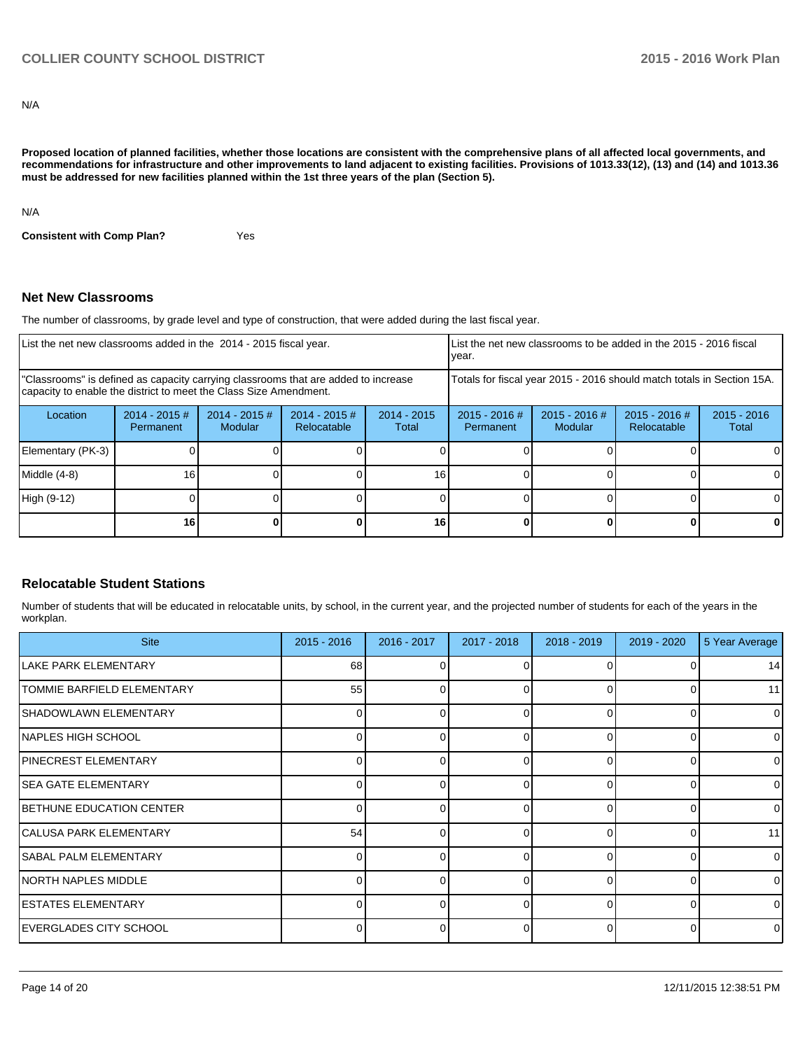N/A

**Proposed location of planned facilities, whether those locations are consistent with the comprehensive plans of all affected local governments, and recommendations for infrastructure and other improvements to land adjacent to existing facilities. Provisions of 1013.33(12), (13) and (14) and 1013.36 must be addressed for new facilities planned within the 1st three years of the plan (Section 5).**

N/A

**Consistent with Comp Plan?** Yes

## Net New Classrooms

The number of classrooms, by grade level and type of construction, that were added during the last fiscal year.

| List the net new classrooms added in the 2014 - 2015 fiscal year. | | | | | List the net new classrooms to be added in the 2015 - 2016 fiscal year. | | | |
|---|---|---|---|---|---|---|---|---|
| "Classrooms" is defined as capacity carrying classrooms that are added to increase capacity to enable the district to meet the Class Size Amendment. | | | | | Totals for fiscal year 2015 - 2016 should match totals in Section 15A. | | | |
| Location | 2014 - 2015 # Permanent | 2014 - 2015 # Modular | 2014 - 2015 # Relocatable | 2014 - 2015 Total | 2015 - 2016 # Permanent | 2015 - 2016 # Modular | 2015 - 2016 # Relocatable | 2015 - 2016 Total |
| Elementary (PK-3) | 0 | 0 | 0 | 0 | 0 | 0 | 0 | 0 |
| Middle (4-8) | 16 | 0 | 0 | 16 | 0 | 0 | 0 | 0 |
| High (9-12) | 0 | 0 | 0 | 0 | 0 | 0 | 0 | 0 |
| | **16** | **0** | **0** | **16** | **0** | **0** | **0** | **0** |

## Relocatable Student Stations

Number of students that will be educated in relocatable units, by school, in the current year, and the projected number of students for each of the years in the workplan.

| Site | 2015 - 2016 | 2016 - 2017 | 2017 - 2018 | 2018 - 2019 | 2019 - 2020 | 5 Year Average |
|---|---|---|---|---|---|---|
| LAKE PARK ELEMENTARY | 68 | 0 | 0 | 0 | 0 | 14 |
| TOMMIE BARFIELD ELEMENTARY | 55 | 0 | 0 | 0 | 0 | 11 |
| SHADOWLAWN ELEMENTARY | 0 | 0 | 0 | 0 | 0 | 0 |
| NAPLES HIGH SCHOOL | 0 | 0 | 0 | 0 | 0 | 0 |
| PINECREST ELEMENTARY | 0 | 0 | 0 | 0 | 0 | 0 |
| SEA GATE ELEMENTARY | 0 | 0 | 0 | 0 | 0 | 0 |
| BETHUNE EDUCATION CENTER | 0 | 0 | 0 | 0 | 0 | 0 |
| CALUSA PARK ELEMENTARY | 54 | 0 | 0 | 0 | 0 | 11 |
| SABAL PALM ELEMENTARY | 0 | 0 | 0 | 0 | 0 | 0 |
| NORTH NAPLES MIDDLE | 0 | 0 | 0 | 0 | 0 | 0 |
| ESTATES ELEMENTARY | 0 | 0 | 0 | 0 | 0 | 0 |
| EVERGLADES CITY SCHOOL | 0 | 0 | 0 | 0 | 0 | 0 |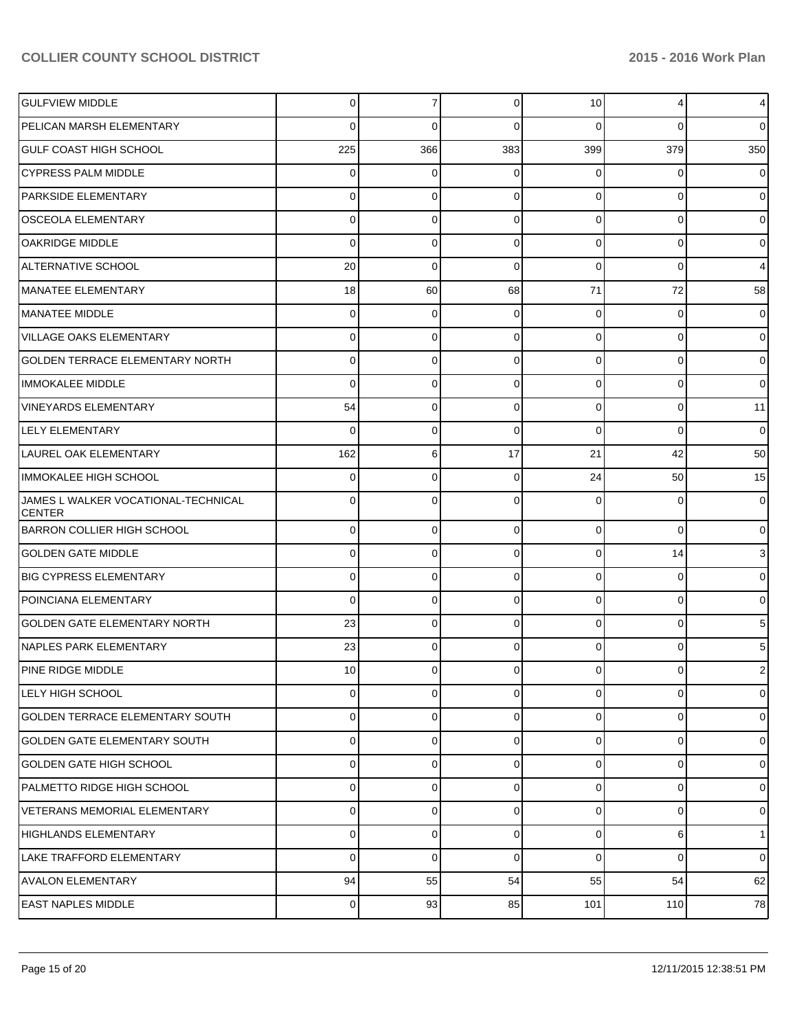| | | | | | | |
|---|---|---|---|---|---|---|
| GULFVIEW MIDDLE | 0 | 7 | 0 | 10 | 4 | 4 |
| PELICAN MARSH ELEMENTARY | 0 | 0 | 0 | 0 | 0 | 0 |
| GULF COAST HIGH SCHOOL | 225 | 366 | 383 | 399 | 379 | 350 |
| CYPRESS PALM MIDDLE | 0 | 0 | 0 | 0 | 0 | 0 |
| PARKSIDE ELEMENTARY | 0 | 0 | 0 | 0 | 0 | 0 |
| OSCEOLA ELEMENTARY | 0 | 0 | 0 | 0 | 0 | 0 |
| OAKRIDGE MIDDLE | 0 | 0 | 0 | 0 | 0 | 0 |
| ALTERNATIVE SCHOOL | 20 | 0 | 0 | 0 | 0 | 4 |
| MANATEE ELEMENTARY | 18 | 60 | 68 | 71 | 72 | 58 |
| MANATEE MIDDLE | 0 | 0 | 0 | 0 | 0 | 0 |
| VILLAGE OAKS ELEMENTARY | 0 | 0 | 0 | 0 | 0 | 0 |
| GOLDEN TERRACE ELEMENTARY NORTH | 0 | 0 | 0 | 0 | 0 | 0 |
| IMMOKALEE MIDDLE | 0 | 0 | 0 | 0 | 0 | 0 |
| VINEYARDS ELEMENTARY | 54 | 0 | 0 | 0 | 0 | 11 |
| LELY ELEMENTARY | 0 | 0 | 0 | 0 | 0 | 0 |
| LAUREL OAK ELEMENTARY | 162 | 6 | 17 | 21 | 42 | 50 |
| IMMOKALEE HIGH SCHOOL | 0 | 0 | 0 | 24 | 50 | 15 |
| JAMES L WALKER VOCATIONAL-TECHNICAL CENTER | 0 | 0 | 0 | 0 | 0 | 0 |
| BARRON COLLIER HIGH SCHOOL | 0 | 0 | 0 | 0 | 0 | 0 |
| GOLDEN GATE MIDDLE | 0 | 0 | 0 | 0 | 14 | 3 |
| BIG CYPRESS ELEMENTARY | 0 | 0 | 0 | 0 | 0 | 0 |
| POINCIANA ELEMENTARY | 0 | 0 | 0 | 0 | 0 | 0 |
| GOLDEN GATE ELEMENTARY NORTH | 23 | 0 | 0 | 0 | 0 | 5 |
| NAPLES PARK ELEMENTARY | 23 | 0 | 0 | 0 | 0 | 5 |
| PINE RIDGE MIDDLE | 10 | 0 | 0 | 0 | 0 | 2 |
| LELY HIGH SCHOOL | 0 | 0 | 0 | 0 | 0 | 0 |
| GOLDEN TERRACE ELEMENTARY SOUTH | 0 | 0 | 0 | 0 | 0 | 0 |
| GOLDEN GATE ELEMENTARY SOUTH | 0 | 0 | 0 | 0 | 0 | 0 |
| GOLDEN GATE HIGH SCHOOL | 0 | 0 | 0 | 0 | 0 | 0 |
| PALMETTO RIDGE HIGH SCHOOL | 0 | 0 | 0 | 0 | 0 | 0 |
| VETERANS MEMORIAL ELEMENTARY | 0 | 0 | 0 | 0 | 0 | 0 |
| HIGHLANDS ELEMENTARY | 0 | 0 | 0 | 0 | 6 | 1 |
| LAKE TRAFFORD ELEMENTARY | 0 | 0 | 0 | 0 | 0 | 0 |
| AVALON ELEMENTARY | 94 | 55 | 54 | 55 | 54 | 62 |
| EAST NAPLES MIDDLE | 0 | 93 | 85 | 101 | 110 | 78 |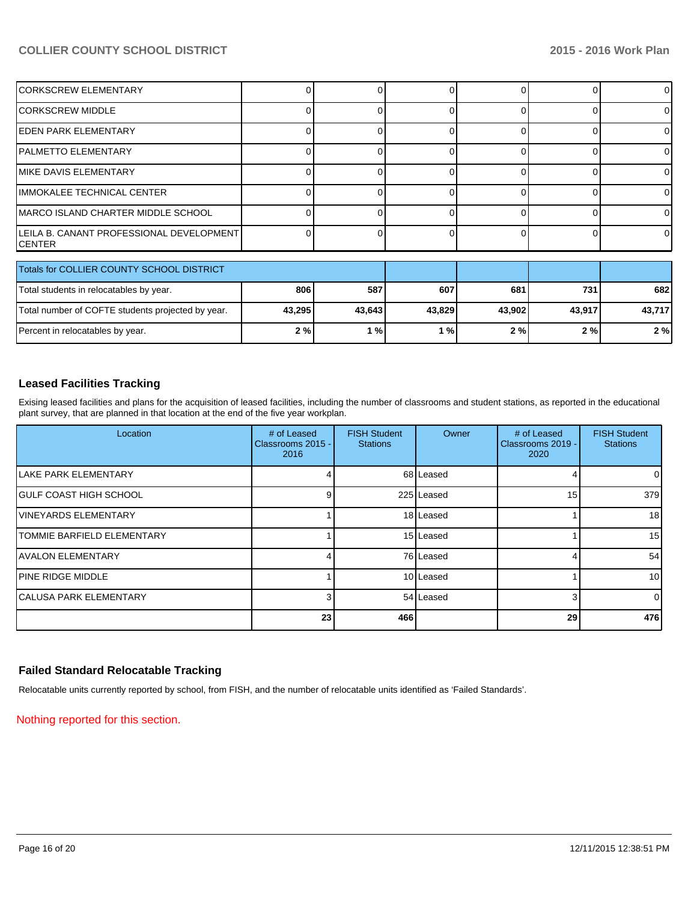| | | | | | | |
|---|---|---|---|---|---|---|
| CORKSCREW ELEMENTARY | 0 | 0 | 0 | 0 | 0 | 0 |
| CORKSCREW MIDDLE | 0 | 0 | 0 | 0 | 0 | 0 |
| EDEN PARK ELEMENTARY | 0 | 0 | 0 | 0 | 0 | 0 |
| PALMETTO ELEMENTARY | 0 | 0 | 0 | 0 | 0 | 0 |
| MIKE DAVIS ELEMENTARY | 0 | 0 | 0 | 0 | 0 | 0 |
| IMMOKALEE TECHNICAL CENTER | 0 | 0 | 0 | 0 | 0 | 0 |
| MARCO ISLAND CHARTER MIDDLE SCHOOL | 0 | 0 | 0 | 0 | 0 | 0 |
| LEILA B. CANANT PROFESSIONAL DEVELOPMENT CENTER | 0 | 0 | 0 | 0 | 0 | 0 |

| Totals for COLLIER COUNTY SCHOOL DISTRICT | | | | | | |
|---|---|---|---|---|---|---|
| Total students in relocatables by year. | **806** | **587** | **607** | **681** | **731** | **682** |
| Total number of COFTE students projected by year. | **43,295** | **43,643** | **43,829** | **43,902** | **43,917** | **43,717** |
| Percent in relocatables by year. | **2 %** | **1 %** | **1 %** | **2 %** | **2 %** | **2 %** |

## Leased Facilities Tracking

Exising leased facilities and plans for the acquisition of leased facilities, including the number of classrooms and student stations, as reported in the educational plant survey, that are planned in that location at the end of the five year workplan.

| Location | # of Leased Classrooms 2015 - 2016 | FISH Student Stations | Owner | # of Leased Classrooms 2019 - 2020 | FISH Student Stations |
|---|---|---|---|---|---|
| LAKE PARK ELEMENTARY | 4 | 68 | Leased | 4 | 0 |
| GULF COAST HIGH SCHOOL | 9 | 225 | Leased | 15 | 379 |
| VINEYARDS ELEMENTARY | 1 | 18 | Leased | 1 | 18 |
| TOMMIE BARFIELD ELEMENTARY | 1 | 15 | Leased | 1 | 15 |
| AVALON ELEMENTARY | 4 | 76 | Leased | 4 | 54 |
| PINE RIDGE MIDDLE | 1 | 10 | Leased | 1 | 10 |
| CALUSA PARK ELEMENTARY | 3 | 54 | Leased | 3 | 0 |
| | **23** | **466** | | **29** | **476** |

## Failed Standard Relocatable Tracking

Relocatable units currently reported by school, from FISH, and the number of relocatable units identified as 'Failed Standards'.

Nothing reported for this section.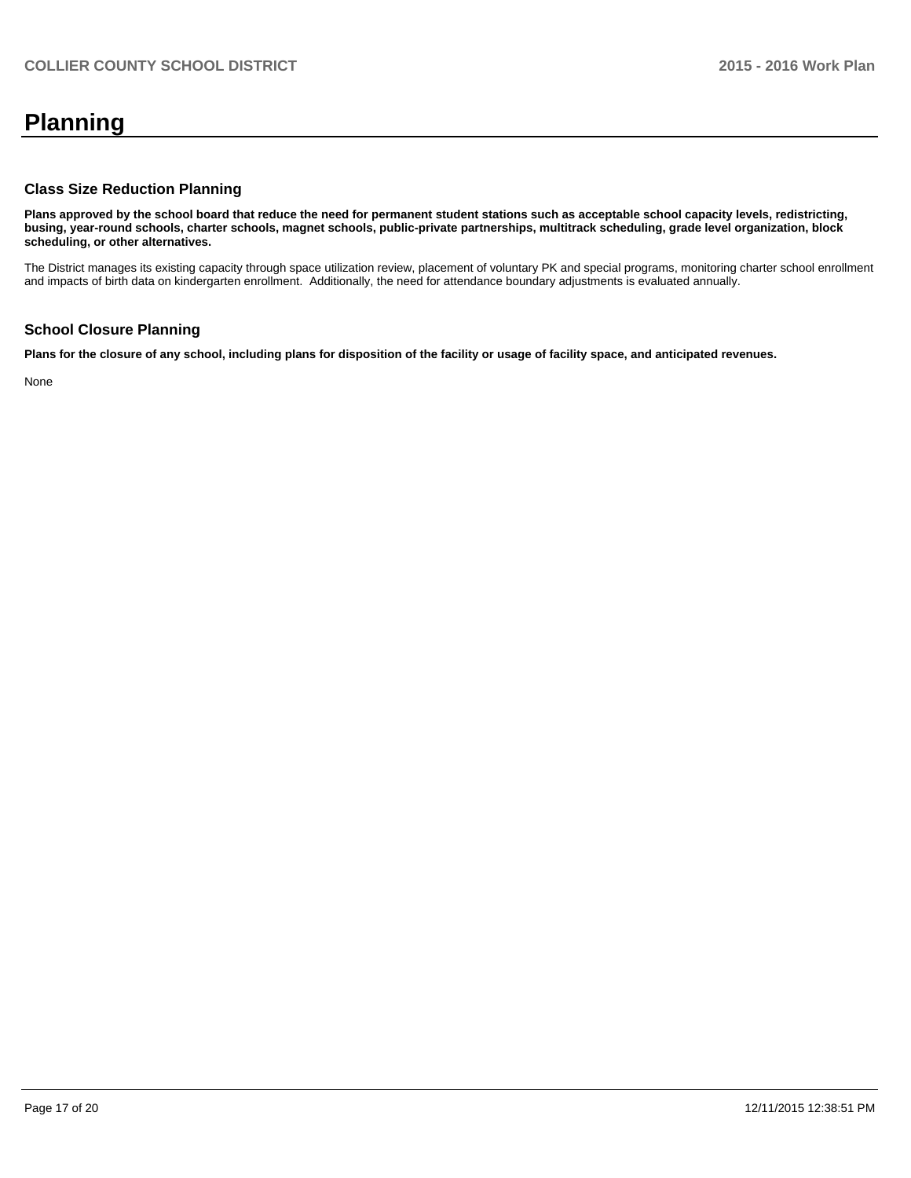# Planning

## Class Size Reduction Planning

**Plans approved by the school board that reduce the need for permanent student stations such as acceptable school capacity levels, redistricting, busing, year-round schools, charter schools, magnet schools, public-private partnerships, multitrack scheduling, grade level organization, block scheduling, or other alternatives.**

The District manages its existing capacity through space utilization review, placement of voluntary PK and special programs, monitoring charter school enrollment and impacts of birth data on kindergarten enrollment. Additionally, the need for attendance boundary adjustments is evaluated annually.

## School Closure Planning

**Plans for the closure of any school, including plans for disposition of the facility or usage of facility space, and anticipated revenues.**

None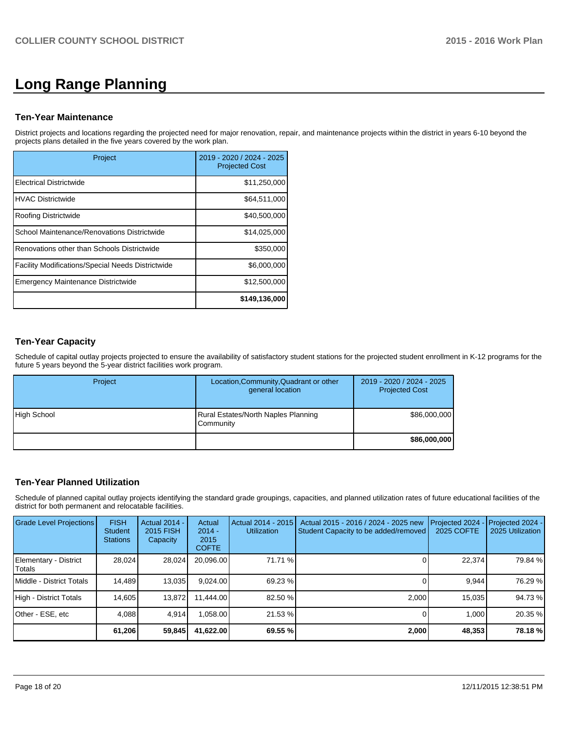# Long Range Planning

### Ten-Year Maintenance

District projects and locations regarding the projected need for major renovation, repair, and maintenance projects within the district in years 6-10 beyond the projects plans detailed in the five years covered by the work plan.

| Project | 2019 - 2020 / 2024 - 2025 Projected Cost |
|---|---|
| Electrical Districtwide | $11,250,000 |
| HVAC Districtwide | $64,511,000 |
| Roofing Districtwide | $40,500,000 |
| School Maintenance/Renovations Districtwide | $14,025,000 |
| Renovations other than Schools Districtwide | $350,000 |
| Facility Modifications/Special Needs Districtwide | $6,000,000 |
| Emergency Maintenance Districtwide | $12,500,000 |
| | **$149,136,000** |

### Ten-Year Capacity

Schedule of capital outlay projects projected to ensure the availability of satisfactory student stations for the projected student enrollment in K-12 programs for the future 5 years beyond the 5-year district facilities work program.

| Project | Location,Community,Quadrant or other general location | 2019 - 2020 / 2024 - 2025 Projected Cost |
|---|---|---|
| High School | Rural Estates/North Naples Planning Community | $86,000,000 |
| | | **$86,000,000** |

### Ten-Year Planned Utilization

Schedule of planned capital outlay projects identifying the standard grade groupings, capacities, and planned utilization rates of future educational facilities of the district for both permanent and relocatable facilities.

| Grade Level Projections | FISH Student Stations | Actual 2014 - 2015 FISH Capacity | Actual 2014 - 2015 COFTE | Actual 2014 - 2015 Utilization | Actual 2015 - 2016 / 2024 - 2025 new Student Capacity to be added/removed | Projected 2024 - 2025 COFTE | Projected 2024 - 2025 Utilization |
|---|---|---|---|---|---|---|---|
| Elementary - District Totals | 28,024 | 28,024 | 20,096.00 | 71.71 % | 0 | 22,374 | 79.84 % |
| Middle - District Totals | 14,489 | 13,035 | 9,024.00 | 69.23 % | 0 | 9,944 | 76.29 % |
| High - District Totals | 14,605 | 13,872 | 11,444.00 | 82.50 % | 2,000 | 15,035 | 94.73 % |
| Other - ESE, etc | 4,088 | 4,914 | 1,058.00 | 21.53 % | 0 | 1,000 | 20.35 % |
| | **61,206** | **59,845** | **41,622.00** | **69.55 %** | **2,000** | **48,353** | **78.18 %** |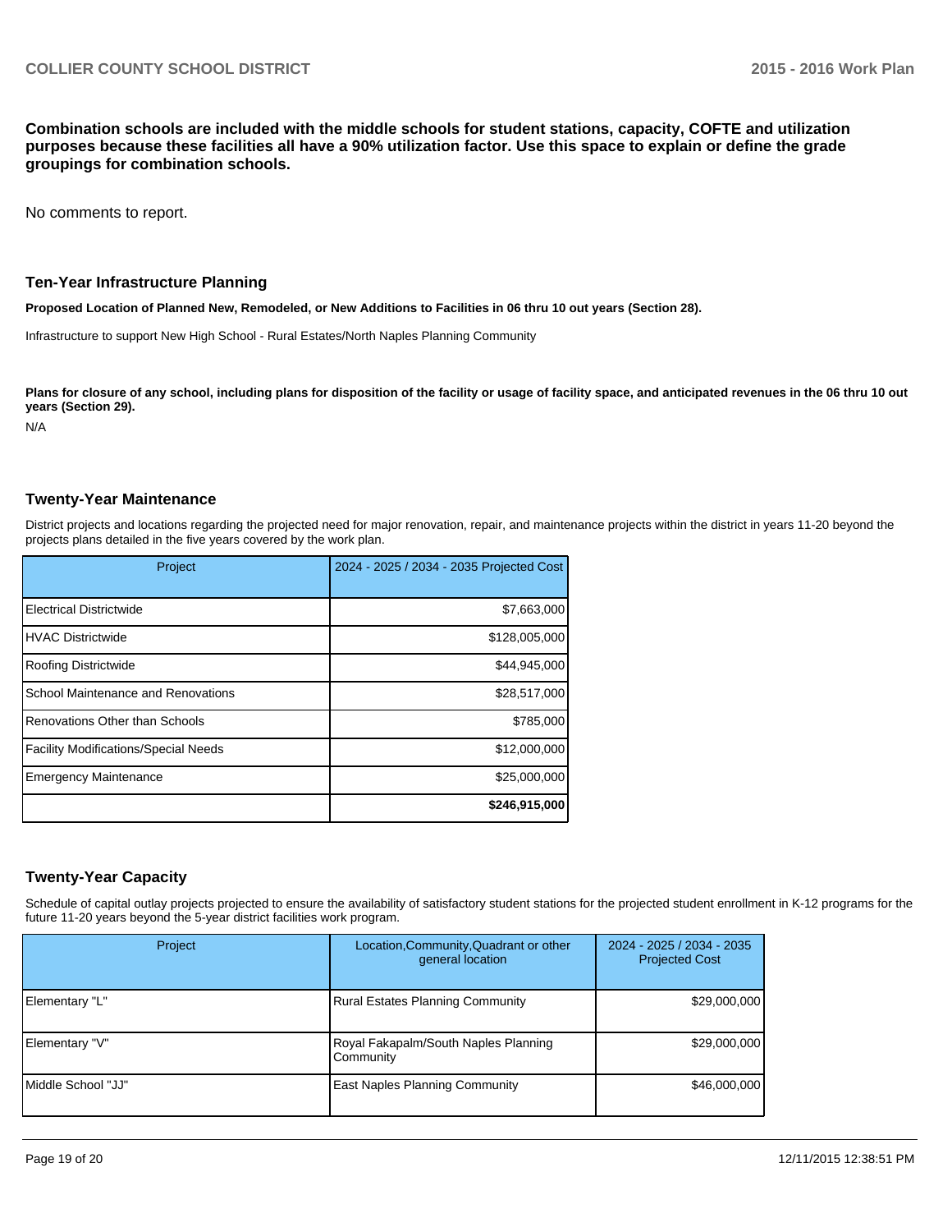**Combination schools are included with the middle schools for student stations, capacity, COFTE and utilization purposes because these facilities all have a 90% utilization factor. Use this space to explain or define the grade groupings for combination schools.**

No comments to report.

## Ten-Year Infrastructure Planning

**Proposed Location of Planned New, Remodeled, or New Additions to Facilities in 06 thru 10 out years (Section 28).**

Infrastructure to support New High School - Rural Estates/North Naples Planning Community

**Plans for closure of any school, including plans for disposition of the facility or usage of facility space, and anticipated revenues in the 06 thru 10 out years (Section 29).**

N/A

## Twenty-Year Maintenance

District projects and locations regarding the projected need for major renovation, repair, and maintenance projects within the district in years 11-20 beyond the projects plans detailed in the five years covered by the work plan.

| Project | 2024 - 2025 / 2034 - 2035 Projected Cost |
|---|---|
| Electrical Districtwide | $7,663,000 |
| HVAC Districtwide | $128,005,000 |
| Roofing Districtwide | $44,945,000 |
| School Maintenance and Renovations | $28,517,000 |
| Renovations Other than Schools | $785,000 |
| Facility Modifications/Special Needs | $12,000,000 |
| Emergency Maintenance | $25,000,000 |
| | **$246,915,000** |

## Twenty-Year Capacity

Schedule of capital outlay projects projected to ensure the availability of satisfactory student stations for the projected student enrollment in K-12 programs for the future 11-20 years beyond the 5-year district facilities work program.

| Project | Location,Community,Quadrant or other general location | 2024 - 2025 / 2034 - 2035 Projected Cost |
|---|---|---|
| Elementary "L" | Rural Estates Planning Community | $29,000,000 |
| Elementary "V" | Royal Fakapalm/South Naples Planning Community | $29,000,000 |
| Middle School "JJ" | East Naples Planning Community | $46,000,000 |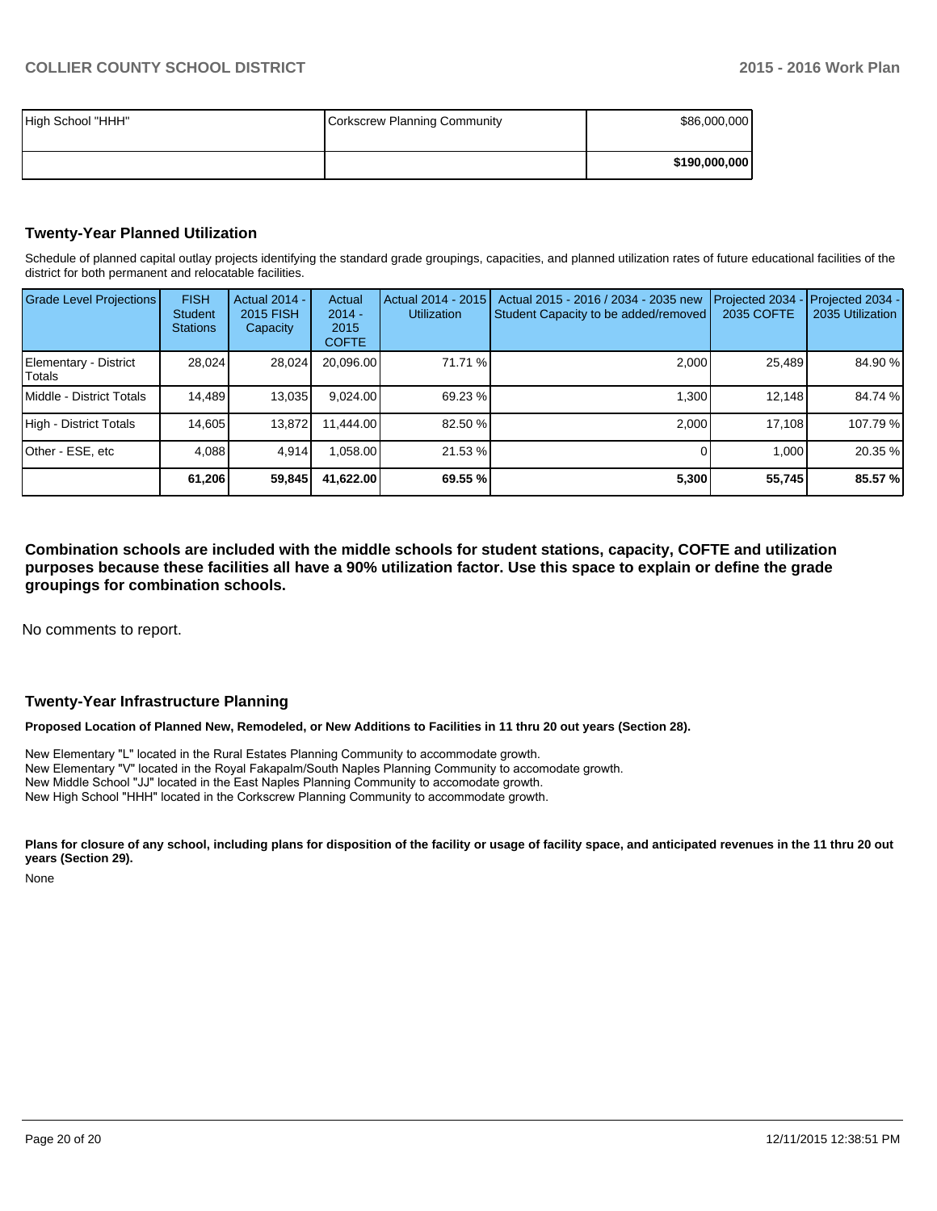| | | |
|---|---|---|
| High School "HHH" | Corkscrew Planning Community | $86,000,000 |
| | | **$190,000,000** |

### Twenty-Year Planned Utilization

Schedule of planned capital outlay projects identifying the standard grade groupings, capacities, and planned utilization rates of future educational facilities of the district for both permanent and relocatable facilities.

| Grade Level Projections | FISH Student Stations | Actual 2014 - 2015 FISH Capacity | Actual 2014 - 2015 COFTE | Actual 2014 - 2015 Utilization | Actual 2015 - 2016 / 2034 - 2035 new Student Capacity to be added/removed | Projected 2034 - 2035 COFTE | Projected 2034 - 2035 Utilization |
|---|---|---|---|---|---|---|---|
| Elementary - District Totals | 28,024 | 28,024 | 20,096.00 | 71.71 % | 2,000 | 25,489 | 84.90 % |
| Middle - District Totals | 14,489 | 13,035 | 9,024.00 | 69.23 % | 1,300 | 12,148 | 84.74 % |
| High - District Totals | 14,605 | 13,872 | 11,444.00 | 82.50 % | 2,000 | 17,108 | 107.79 % |
| Other - ESE, etc | 4,088 | 4,914 | 1,058.00 | 21.53 % | 0 | 1,000 | 20.35 % |
| | **61,206** | **59,845** | **41,622.00** | **69.55 %** | **5,300** | **55,745** | **85.57 %** |

**Combination schools are included with the middle schools for student stations, capacity, COFTE and utilization purposes because these facilities all have a 90% utilization factor. Use this space to explain or define the grade groupings for combination schools.**

No comments to report.

### Twenty-Year Infrastructure Planning

**Proposed Location of Planned New, Remodeled, or New Additions to Facilities in 11 thru 20 out years (Section 28).**

New Elementary "L" located in the Rural Estates Planning Community to accommodate growth.
New Elementary "V" located in the Royal Fakapalm/South Naples Planning Community to accomodate growth.
New Middle School "JJ" located in the East Naples Planning Community to accomodate growth.
New High School "HHH" located in the Corkscrew Planning Community to accommodate growth.

**Plans for closure of any school, including plans for disposition of the facility or usage of facility space, and anticipated revenues in the 11 thru 20 out years (Section 29).**

None